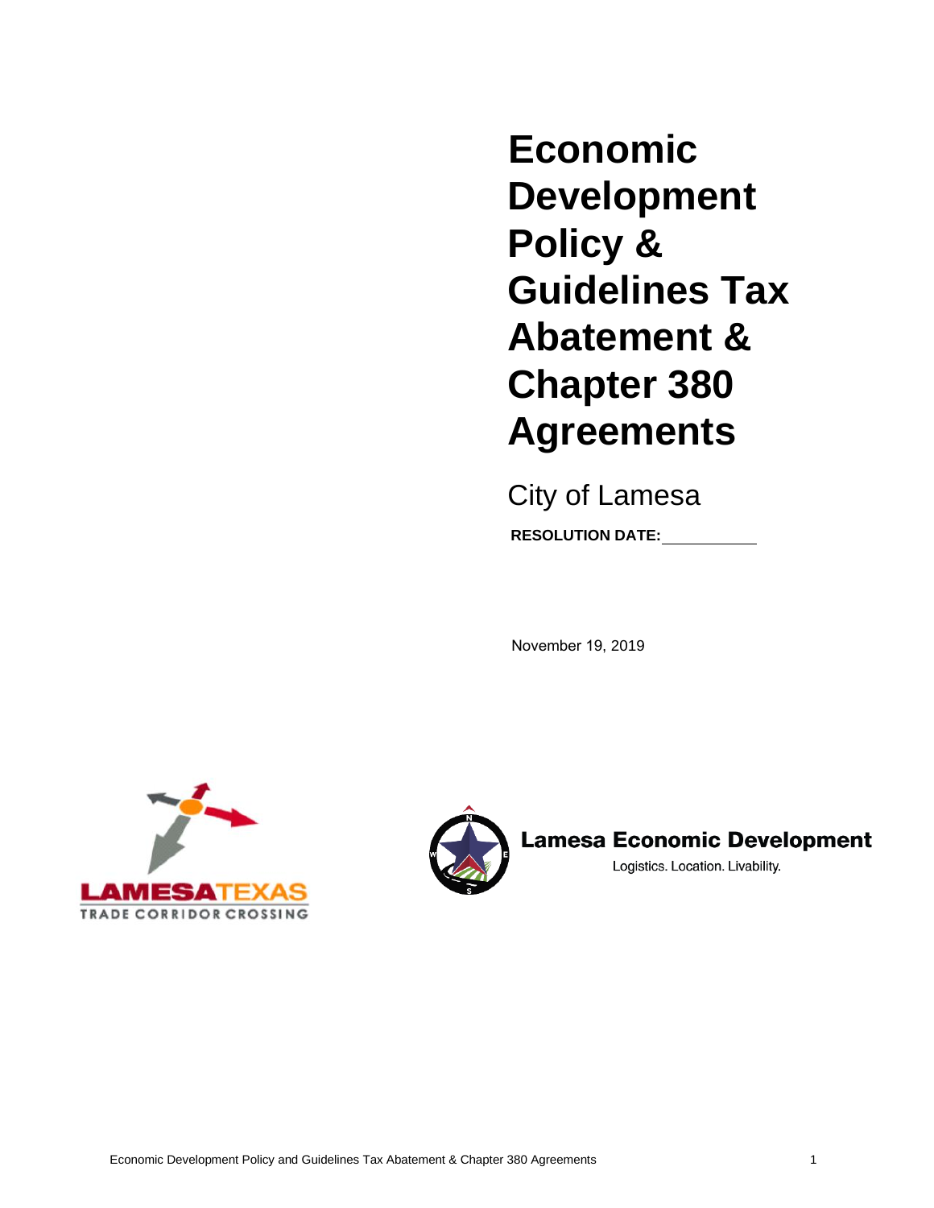# Economic Development Policy & Guidelines Tax Abatement & Chapter 380 Agreements

City of Lamesa

**RESOLUTION DATE:**\_\_\_\_\_\_\_\_\_\_

November 19, 2019

LAMESATEXAS
TRADE CORRIDOR CROSSING

**Lamesa Economic Development**
Logistics. Location. Livability.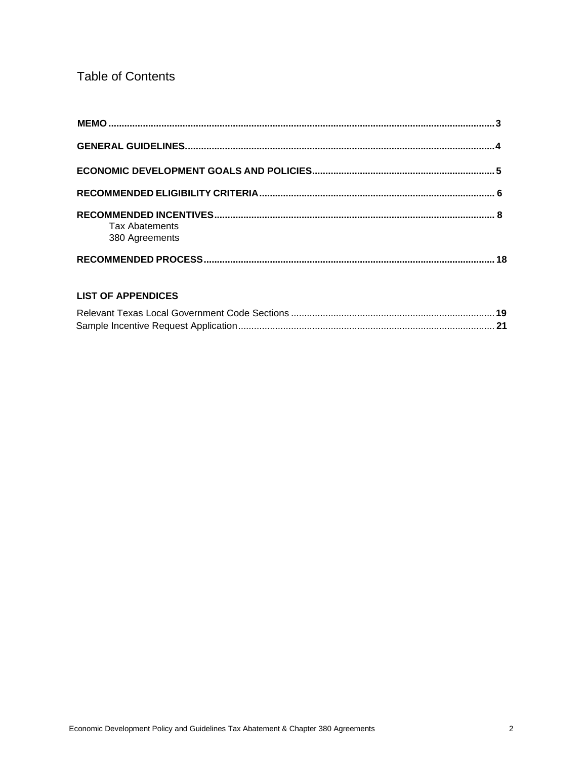# Table of Contents

| | |
|---|---|
| **MEMO** | **3** |
| **GENERAL GUIDELINES.** | **4** |
| **ECONOMIC DEVELOPMENT GOALS AND POLICIES** | **5** |
| **RECOMMENDED ELIGIBILITY CRITERIA** | **6** |
| **RECOMMENDED INCENTIVES** | **8** |
| Tax Abatements | |
| 380 Agreements | |
| **RECOMMENDED PROCESS** | **18** |

**LIST OF APPENDICES**

| | |
|---|---|
| Relevant Texas Local Government Code Sections | **19** |
| Sample Incentive Request Application | **21** |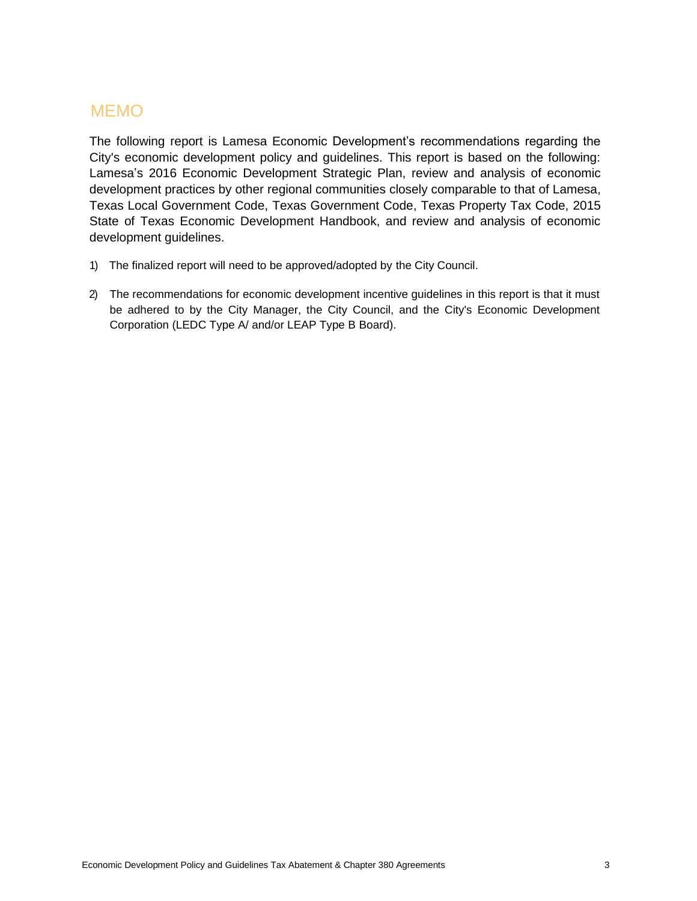# MEMO

The following report is Lamesa Economic Development's recommendations regarding the City's economic development policy and guidelines. This report is based on the following: Lamesa's 2016 Economic Development Strategic Plan, review and analysis of economic development practices by other regional communities closely comparable to that of Lamesa, Texas Local Government Code, Texas Government Code, Texas Property Tax Code, 2015 State of Texas Economic Development Handbook, and review and analysis of economic development guidelines.

1) The finalized report will need to be approved/adopted by the City Council.

2) The recommendations for economic development incentive guidelines in this report is that it must be adhered to by the City Manager, the City Council, and the City's Economic Development Corporation (LEDC Type A/ and/or LEAP Type B Board).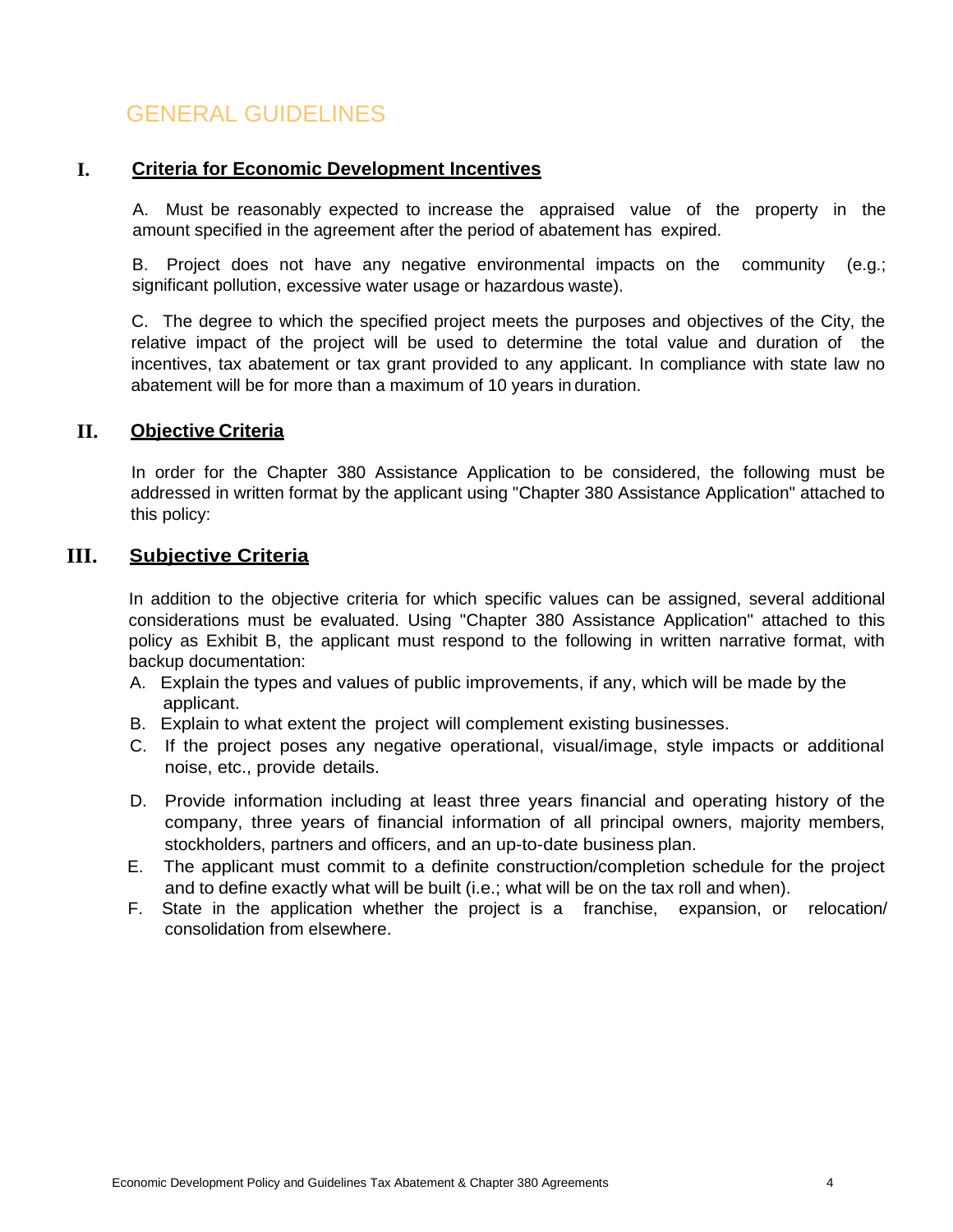# GENERAL GUIDELINES

## I. Criteria for Economic Development Incentives

A. Must be reasonably expected to increase the appraised value of the property in the amount specified in the agreement after the period of abatement has expired.

B. Project does not have any negative environmental impacts on the community (e.g.; significant pollution, excessive water usage or hazardous waste).

C. The degree to which the specified project meets the purposes and objectives of the City, the relative impact of the project will be used to determine the total value and duration of the incentives, tax abatement or tax grant provided to any applicant. In compliance with state law no abatement will be for more than a maximum of 10 years in duration.

## II. Objective Criteria

In order for the Chapter 380 Assistance Application to be considered, the following must be addressed in written format by the applicant using "Chapter 380 Assistance Application" attached to this policy:

## III. Subjective Criteria

In addition to the objective criteria for which specific values can be assigned, several additional considerations must be evaluated. Using "Chapter 380 Assistance Application" attached to this policy as Exhibit B, the applicant must respond to the following in written narrative format, with backup documentation:

A. Explain the types and values of public improvements, if any, which will be made by the applicant.

B. Explain to what extent the project will complement existing businesses.

C. If the project poses any negative operational, visual/image, style impacts or additional noise, etc., provide details.

D. Provide information including at least three years financial and operating history of the company, three years of financial information of all principal owners, majority members, stockholders, partners and officers, and an up-to-date business plan.

E. The applicant must commit to a definite construction/completion schedule for the project and to define exactly what will be built (i.e.; what will be on the tax roll and when).

F. State in the application whether the project is a franchise, expansion, or relocation/ consolidation from elsewhere.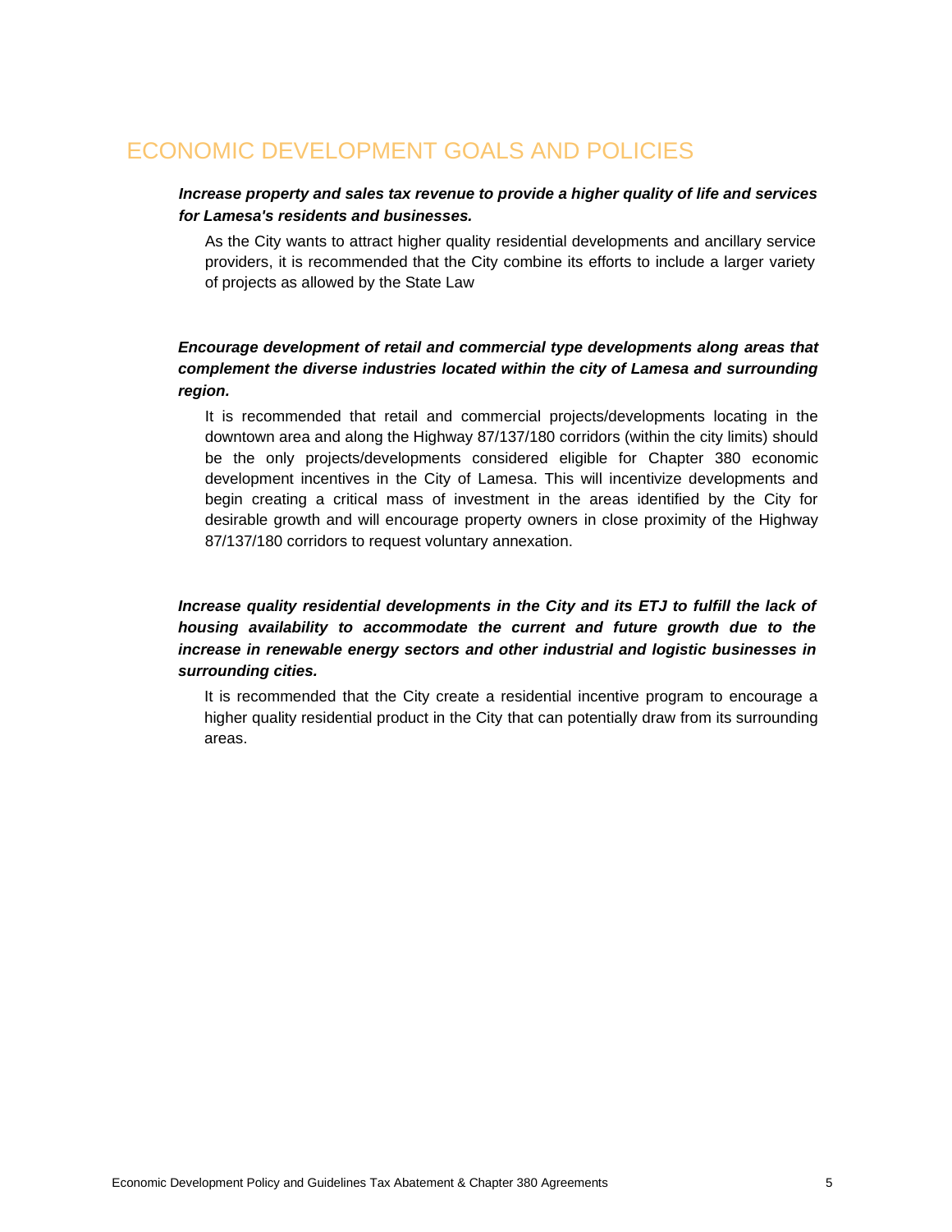# ECONOMIC DEVELOPMENT GOALS AND POLICIES

***Increase property and sales tax revenue to provide a higher quality of life and services for Lamesa's residents and businesses.***

As the City wants to attract higher quality residential developments and ancillary service providers, it is recommended that the City combine its efforts to include a larger variety of projects as allowed by the State Law

***Encourage development of retail and commercial type developments along areas that complement the diverse industries located within the city of Lamesa and surrounding region.***

It is recommended that retail and commercial projects/developments locating in the downtown area and along the Highway 87/137/180 corridors (within the city limits) should be the only projects/developments considered eligible for Chapter 380 economic development incentives in the City of Lamesa. This will incentivize developments and begin creating a critical mass of investment in the areas identified by the City for desirable growth and will encourage property owners in close proximity of the Highway 87/137/180 corridors to request voluntary annexation.

***Increase quality residential developments in the City and its ETJ to fulfill the lack of housing availability to accommodate the current and future growth due to the increase in renewable energy sectors and other industrial and logistic businesses in surrounding cities.***

It is recommended that the City create a residential incentive program to encourage a higher quality residential product in the City that can potentially draw from its surrounding areas.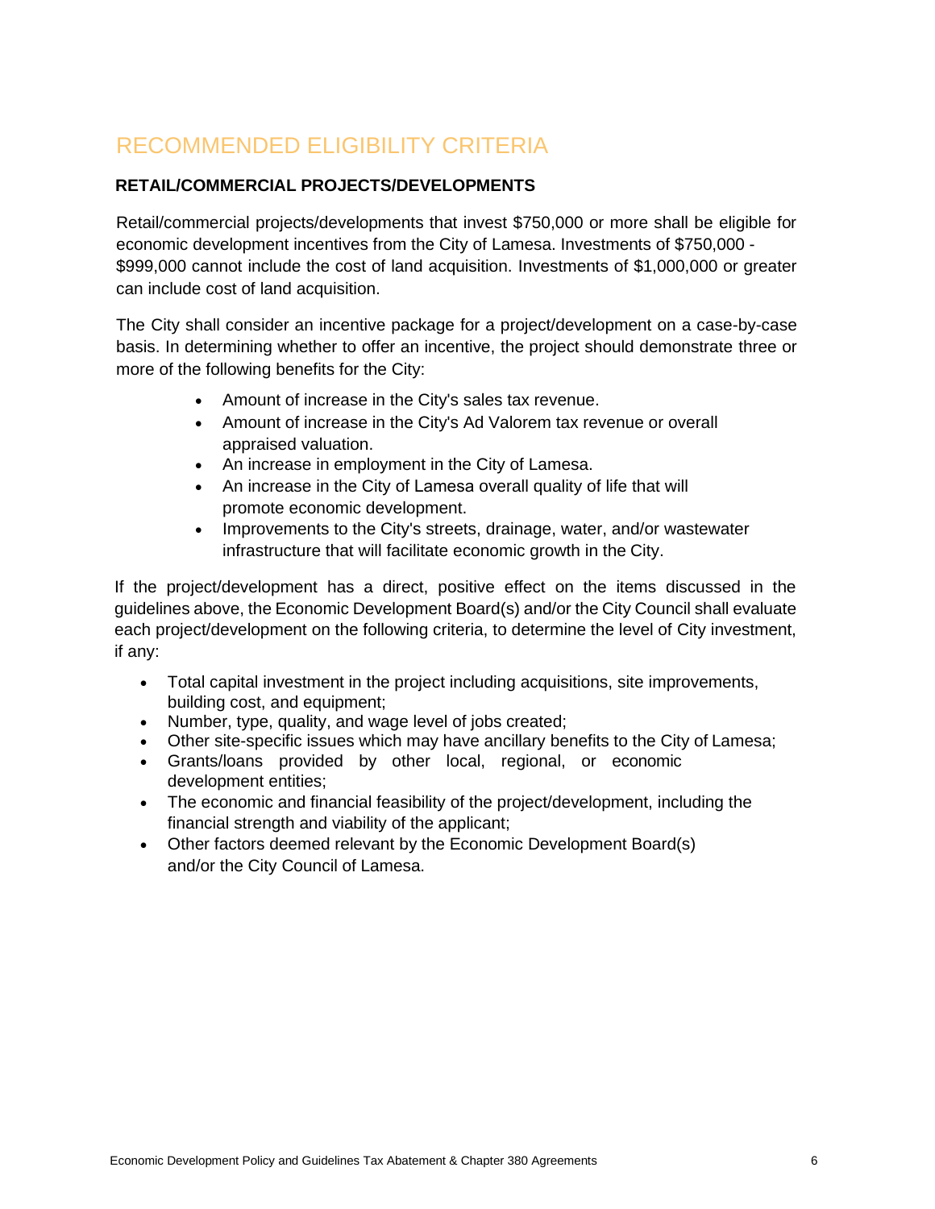# RECOMMENDED ELIGIBILITY CRITERIA

## RETAIL/COMMERCIAL PROJECTS/DEVELOPMENTS

Retail/commercial projects/developments that invest $750,000 or more shall be eligible for economic development incentives from the City of Lamesa. Investments of $750,000 - $999,000 cannot include the cost of land acquisition. Investments of $1,000,000 or greater can include cost of land acquisition.

The City shall consider an incentive package for a project/development on a case-by-case basis. In determining whether to offer an incentive, the project should demonstrate three or more of the following benefits for the City:

- Amount of increase in the City's sales tax revenue.
- Amount of increase in the City's Ad Valorem tax revenue or overall appraised valuation.
- An increase in employment in the City of Lamesa.
- An increase in the City of Lamesa overall quality of life that will promote economic development.
- Improvements to the City's streets, drainage, water, and/or wastewater infrastructure that will facilitate economic growth in the City.

If the project/development has a direct, positive effect on the items discussed in the guidelines above, the Economic Development Board(s) and/or the City Council shall evaluate each project/development on the following criteria, to determine the level of City investment, if any:

- Total capital investment in the project including acquisitions, site improvements, building cost, and equipment;
- Number, type, quality, and wage level of jobs created;
- Other site-specific issues which may have ancillary benefits to the City of Lamesa;
- Grants/loans provided by other local, regional, or economic development entities;
- The economic and financial feasibility of the project/development, including the financial strength and viability of the applicant;
- Other factors deemed relevant by the Economic Development Board(s) and/or the City Council of Lamesa.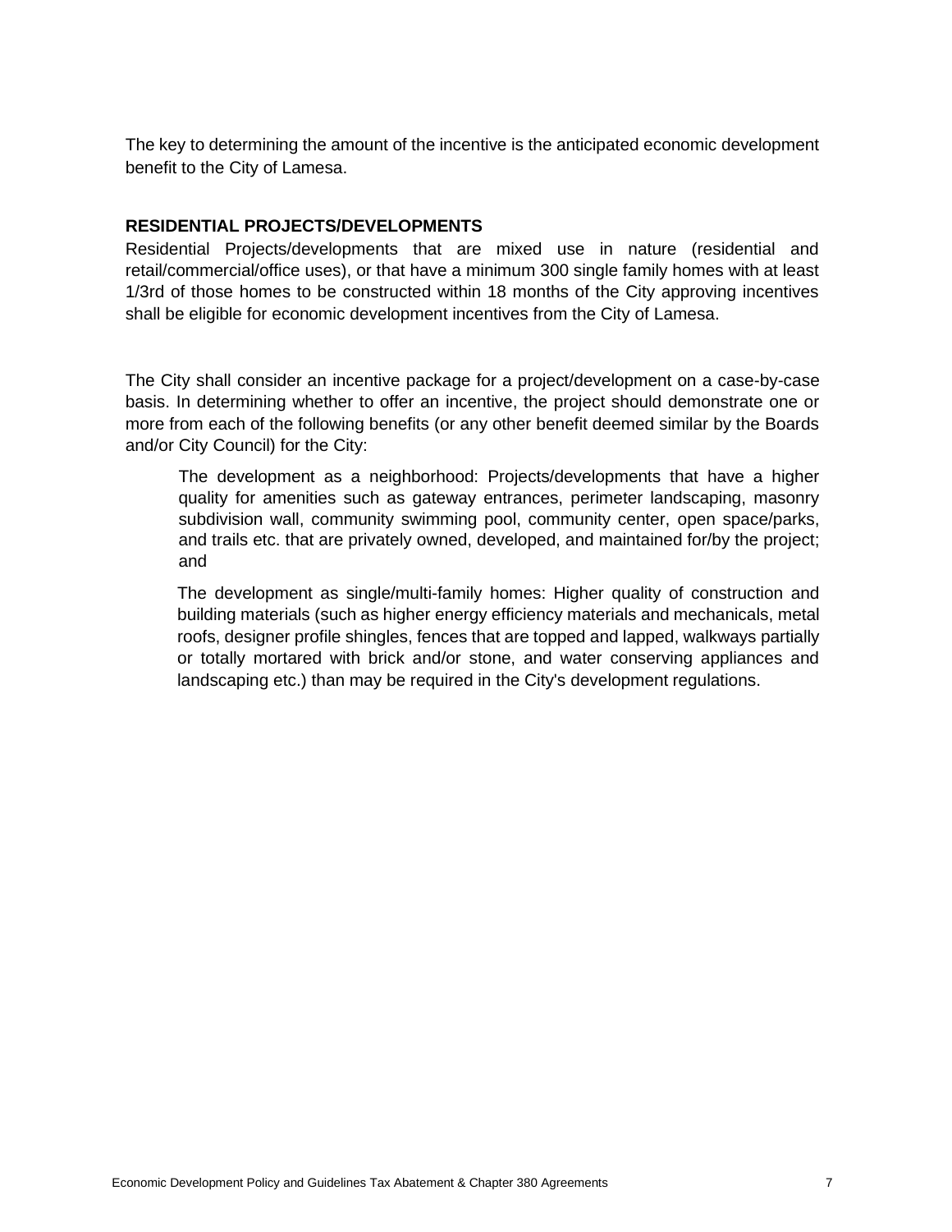The key to determining the amount of the incentive is the anticipated economic development benefit to the City of Lamesa.

**RESIDENTIAL PROJECTS/DEVELOPMENTS**

Residential Projects/developments that are mixed use in nature (residential and retail/commercial/office uses), or that have a minimum 300 single family homes with at least 1/3rd of those homes to be constructed within 18 months of the City approving incentives shall be eligible for economic development incentives from the City of Lamesa.

The City shall consider an incentive package for a project/development on a case-by-case basis. In determining whether to offer an incentive, the project should demonstrate one or more from each of the following benefits (or any other benefit deemed similar by the Boards and/or City Council) for the City:

> The development as a neighborhood: Projects/developments that have a higher quality for amenities such as gateway entrances, perimeter landscaping, masonry subdivision wall, community swimming pool, community center, open space/parks, and trails etc. that are privately owned, developed, and maintained for/by the project; and
>
> The development as single/multi-family homes: Higher quality of construction and building materials (such as higher energy efficiency materials and mechanicals, metal roofs, designer profile shingles, fences that are topped and lapped, walkways partially or totally mortared with brick and/or stone, and water conserving appliances and landscaping etc.) than may be required in the City's development regulations.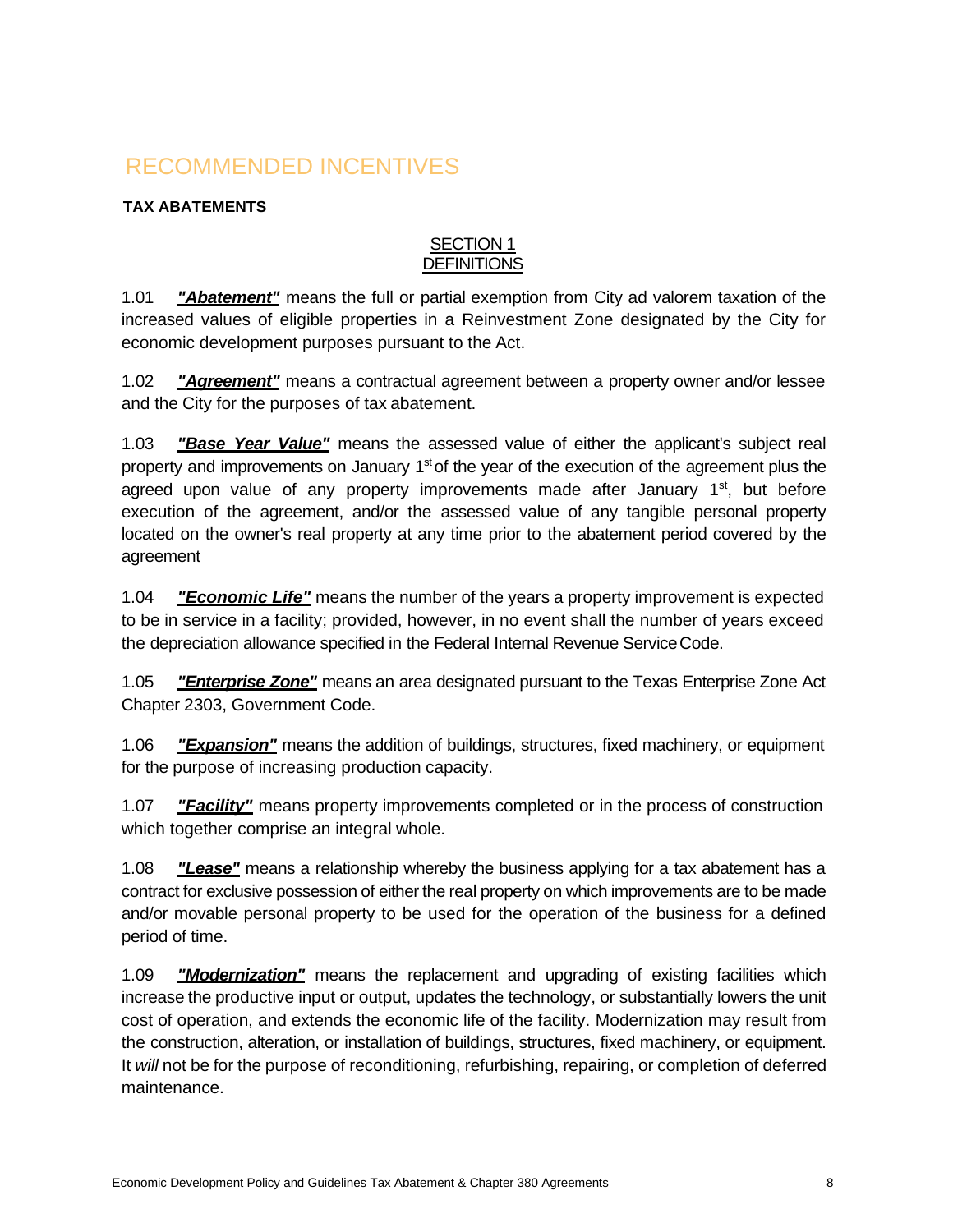# RECOMMENDED INCENTIVES

**TAX ABATEMENTS**

SECTION 1
DEFINITIONS

1.01 ***"Abatement"*** means the full or partial exemption from City ad valorem taxation of the increased values of eligible properties in a Reinvestment Zone designated by the City for economic development purposes pursuant to the Act.

1.02 ***"Agreement"*** means a contractual agreement between a property owner and/or lessee and the City for the purposes of tax abatement.

1.03 ***"Base Year Value"*** means the assessed value of either the applicant's subject real property and improvements on January 1st of the year of the execution of the agreement plus the agreed upon value of any property improvements made after January 1st, but before execution of the agreement, and/or the assessed value of any tangible personal property located on the owner's real property at any time prior to the abatement period covered by the agreement

1.04 ***"Economic Life"*** means the number of the years a property improvement is expected to be in service in a facility; provided, however, in no event shall the number of years exceed the depreciation allowance specified in the Federal Internal Revenue Service Code.

1.05 ***"Enterprise Zone"*** means an area designated pursuant to the Texas Enterprise Zone Act Chapter 2303, Government Code.

1.06 ***"Expansion"*** means the addition of buildings, structures, fixed machinery, or equipment for the purpose of increasing production capacity.

1.07 ***"Facility"*** means property improvements completed or in the process of construction which together comprise an integral whole.

1.08 ***"Lease"*** means a relationship whereby the business applying for a tax abatement has a contract for exclusive possession of either the real property on which improvements are to be made and/or movable personal property to be used for the operation of the business for a defined period of time.

1.09 ***"Modernization"*** means the replacement and upgrading of existing facilities which increase the productive input or output, updates the technology, or substantially lowers the unit cost of operation, and extends the economic life of the facility. Modernization may result from the construction, alteration, or installation of buildings, structures, fixed machinery, or equipment. It *will* not be for the purpose of reconditioning, refurbishing, repairing, or completion of deferred maintenance.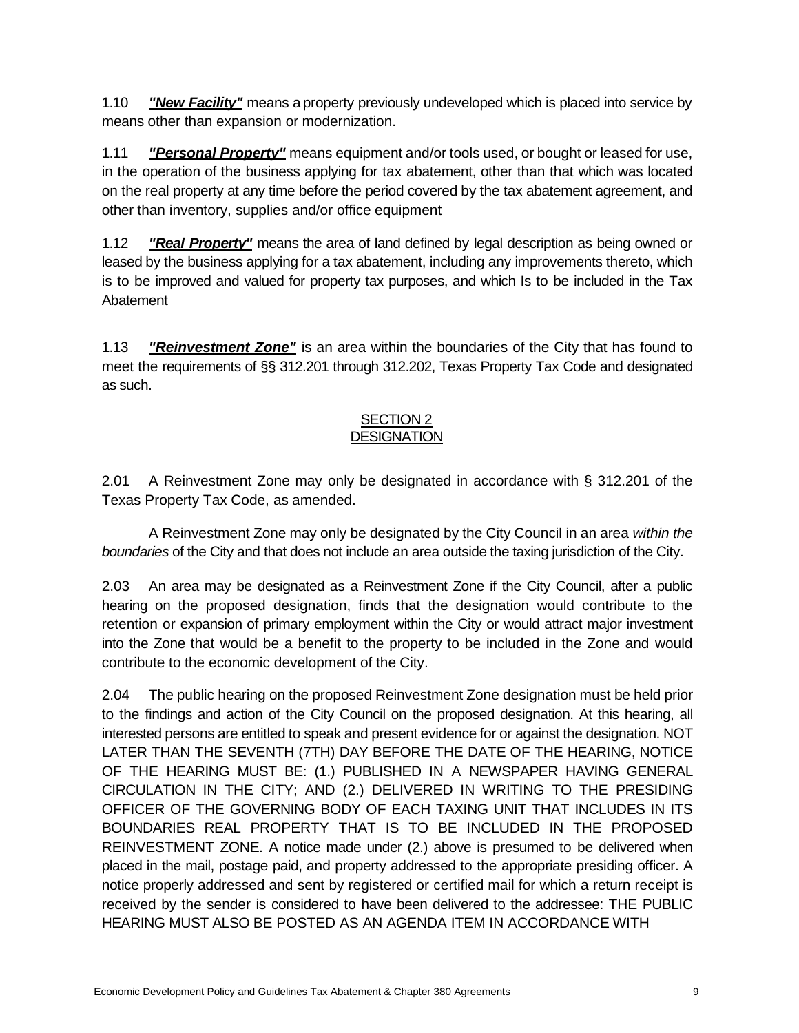1.10 ***"New Facility"*** means a property previously undeveloped which is placed into service by means other than expansion or modernization.

1.11 ***"Personal Property"*** means equipment and/or tools used, or bought or leased for use, in the operation of the business applying for tax abatement, other than that which was located on the real property at any time before the period covered by the tax abatement agreement, and other than inventory, supplies and/or office equipment

1.12 ***"Real Property"*** means the area of land defined by legal description as being owned or leased by the business applying for a tax abatement, including any improvements thereto, which is to be improved and valued for property tax purposes, and which Is to be included in the Tax Abatement

1.13 ***"Reinvestment Zone"*** is an area within the boundaries of the City that has found to meet the requirements of §§ 312.201 through 312.202, Texas Property Tax Code and designated as such.

## SECTION 2
## DESIGNATION

2.01 A Reinvestment Zone may only be designated in accordance with § 312.201 of the Texas Property Tax Code, as amended.

A Reinvestment Zone may only be designated by the City Council in an area *within the boundaries* of the City and that does not include an area outside the taxing jurisdiction of the City.

2.03 An area may be designated as a Reinvestment Zone if the City Council, after a public hearing on the proposed designation, finds that the designation would contribute to the retention or expansion of primary employment within the City or would attract major investment into the Zone that would be a benefit to the property to be included in the Zone and would contribute to the economic development of the City.

2.04 The public hearing on the proposed Reinvestment Zone designation must be held prior to the findings and action of the City Council on the proposed designation. At this hearing, all interested persons are entitled to speak and present evidence for or against the designation. NOT LATER THAN THE SEVENTH (7TH) DAY BEFORE THE DATE OF THE HEARING, NOTICE OF THE HEARING MUST BE: (1.) PUBLISHED IN A NEWSPAPER HAVING GENERAL CIRCULATION IN THE CITY; AND (2.) DELIVERED IN WRITING TO THE PRESIDING OFFICER OF THE GOVERNING BODY OF EACH TAXING UNIT THAT INCLUDES IN ITS BOUNDARIES REAL PROPERTY THAT IS TO BE INCLUDED IN THE PROPOSED REINVESTMENT ZONE. A notice made under (2.) above is presumed to be delivered when placed in the mail, postage paid, and property addressed to the appropriate presiding officer. A notice properly addressed and sent by registered or certified mail for which a return receipt is received by the sender is considered to have been delivered to the addressee: THE PUBLIC HEARING MUST ALSO BE POSTED AS AN AGENDA ITEM IN ACCORDANCE WITH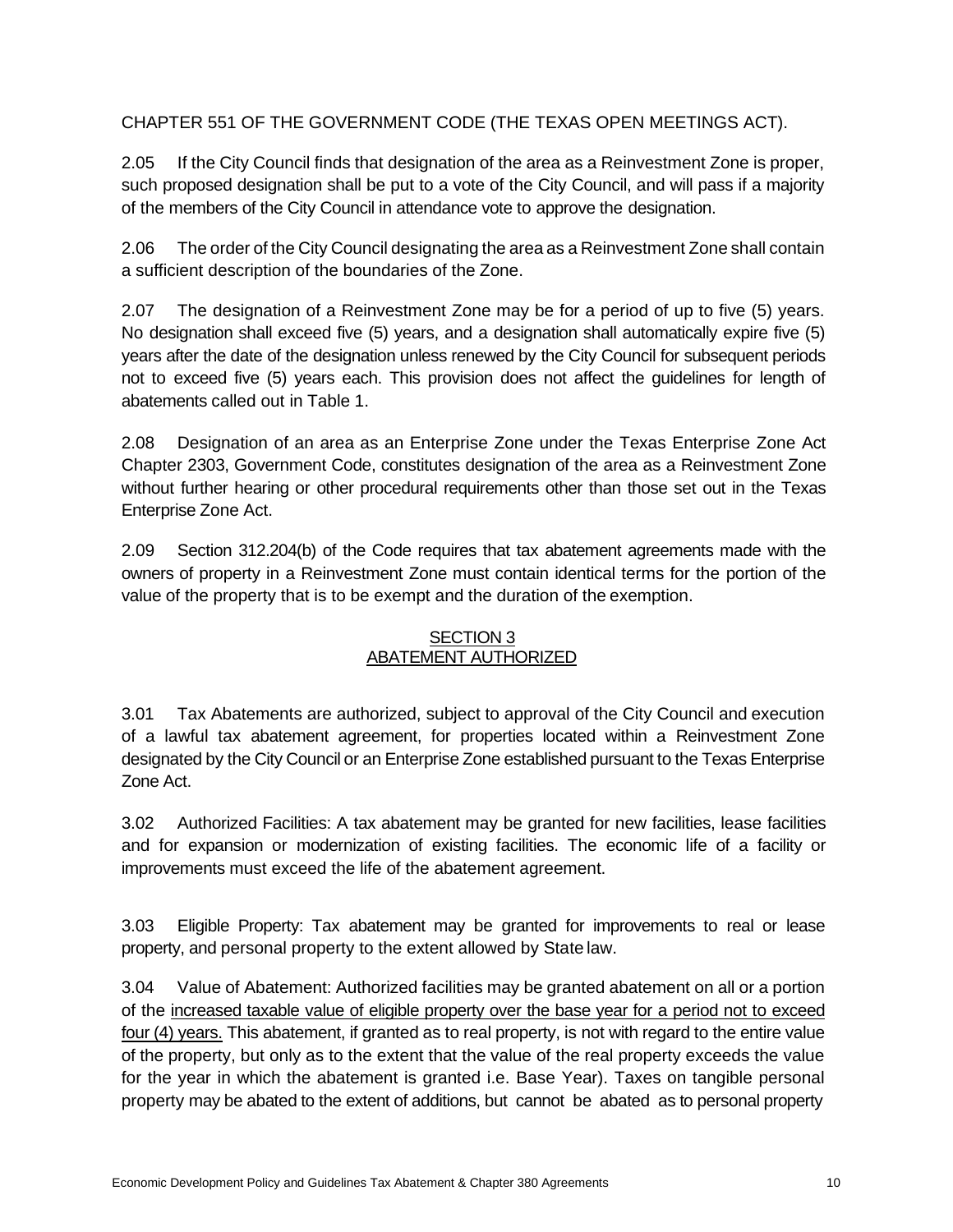CHAPTER 551 OF THE GOVERNMENT CODE (THE TEXAS OPEN MEETINGS ACT).

2.05 If the City Council finds that designation of the area as a Reinvestment Zone is proper, such proposed designation shall be put to a vote of the City Council, and will pass if a majority of the members of the City Council in attendance vote to approve the designation.

2.06 The order of the City Council designating the area as a Reinvestment Zone shall contain a sufficient description of the boundaries of the Zone.

2.07 The designation of a Reinvestment Zone may be for a period of up to five (5) years. No designation shall exceed five (5) years, and a designation shall automatically expire five (5) years after the date of the designation unless renewed by the City Council for subsequent periods not to exceed five (5) years each. This provision does not affect the guidelines for length of abatements called out in Table 1.

2.08 Designation of an area as an Enterprise Zone under the Texas Enterprise Zone Act Chapter 2303, Government Code, constitutes designation of the area as a Reinvestment Zone without further hearing or other procedural requirements other than those set out in the Texas Enterprise Zone Act.

2.09 Section 312.204(b) of the Code requires that tax abatement agreements made with the owners of property in a Reinvestment Zone must contain identical terms for the portion of the value of the property that is to be exempt and the duration of the exemption.

## SECTION 3
## ABATEMENT AUTHORIZED

3.01 Tax Abatements are authorized, subject to approval of the City Council and execution of a lawful tax abatement agreement, for properties located within a Reinvestment Zone designated by the City Council or an Enterprise Zone established pursuant to the Texas Enterprise Zone Act.

3.02 Authorized Facilities: A tax abatement may be granted for new facilities, lease facilities and for expansion or modernization of existing facilities. The economic life of a facility or improvements must exceed the life of the abatement agreement.

3.03 Eligible Property: Tax abatement may be granted for improvements to real or lease property, and personal property to the extent allowed by State law.

3.04 Value of Abatement: Authorized facilities may be granted abatement on all or a portion of the <u>increased taxable value of eligible property over the base year for a period not to exceed four (4) years.</u> This abatement, if granted as to real property, is not with regard to the entire value of the property, but only as to the extent that the value of the real property exceeds the value for the year in which the abatement is granted i.e. Base Year). Taxes on tangible personal property may be abated to the extent of additions, but cannot be abated as to personal property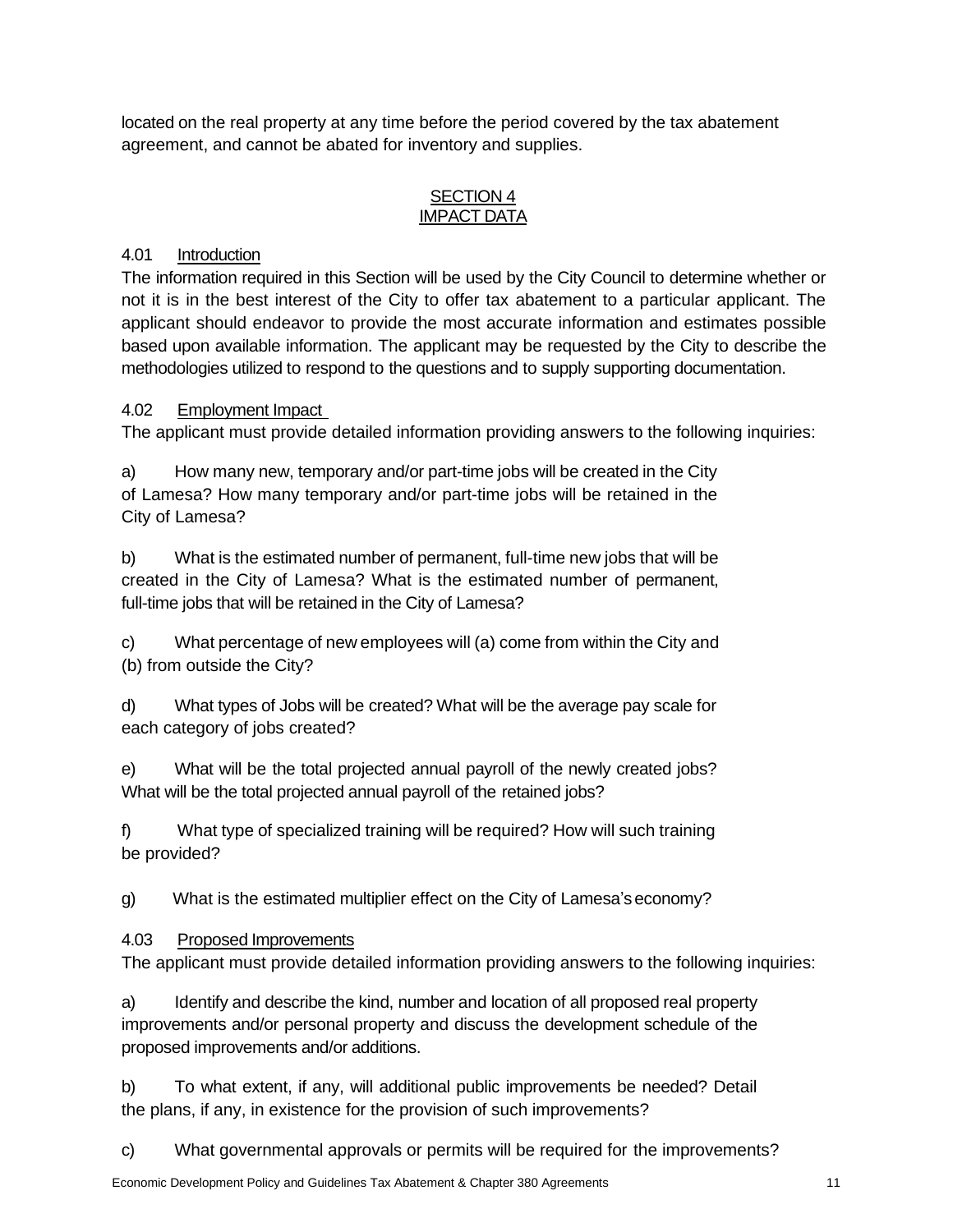located on the real property at any time before the period covered by the tax abatement agreement, and cannot be abated for inventory and supplies.

## SECTION 4
## IMPACT DATA

### 4.01 Introduction

The information required in this Section will be used by the City Council to determine whether or not it is in the best interest of the City to offer tax abatement to a particular applicant. The applicant should endeavor to provide the most accurate information and estimates possible based upon available information. The applicant may be requested by the City to describe the methodologies utilized to respond to the questions and to supply supporting documentation.

### 4.02 Employment Impact

The applicant must provide detailed information providing answers to the following inquiries:

a) How many new, temporary and/or part-time jobs will be created in the City of Lamesa? How many temporary and/or part-time jobs will be retained in the City of Lamesa?

b) What is the estimated number of permanent, full-time new jobs that will be created in the City of Lamesa? What is the estimated number of permanent, full-time jobs that will be retained in the City of Lamesa?

c) What percentage of new employees will (a) come from within the City and (b) from outside the City?

d) What types of Jobs will be created? What will be the average pay scale for each category of jobs created?

e) What will be the total projected annual payroll of the newly created jobs? What will be the total projected annual payroll of the retained jobs?

f) What type of specialized training will be required? How will such training be provided?

g) What is the estimated multiplier effect on the City of Lamesa's economy?

### 4.03 Proposed Improvements

The applicant must provide detailed information providing answers to the following inquiries:

a) Identify and describe the kind, number and location of all proposed real property improvements and/or personal property and discuss the development schedule of the proposed improvements and/or additions.

b) To what extent, if any, will additional public improvements be needed? Detail the plans, if any, in existence for the provision of such improvements?

c) What governmental approvals or permits will be required for the improvements?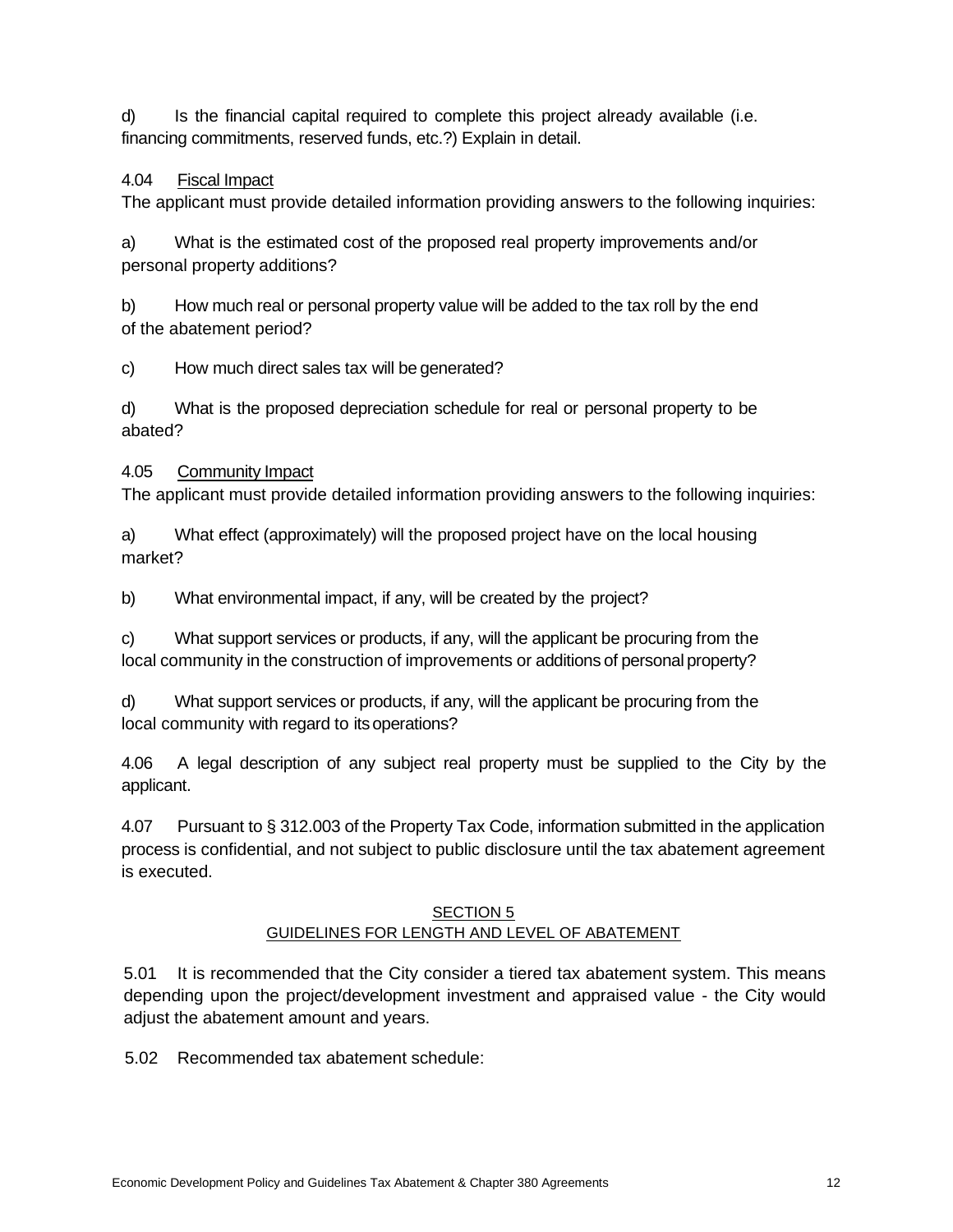d) Is the financial capital required to complete this project already available (i.e. financing commitments, reserved funds, etc.?) Explain in detail.

4.04 Fiscal Impact

The applicant must provide detailed information providing answers to the following inquiries:

a) What is the estimated cost of the proposed real property improvements and/or personal property additions?

b) How much real or personal property value will be added to the tax roll by the end of the abatement period?

c) How much direct sales tax will be generated?

d) What is the proposed depreciation schedule for real or personal property to be abated?

4.05 Community Impact

The applicant must provide detailed information providing answers to the following inquiries:

a) What effect (approximately) will the proposed project have on the local housing market?

b) What environmental impact, if any, will be created by the project?

c) What support services or products, if any, will the applicant be procuring from the local community in the construction of improvements or additions of personal property?

d) What support services or products, if any, will the applicant be procuring from the local community with regard to its operations?

4.06 A legal description of any subject real property must be supplied to the City by the applicant.

4.07 Pursuant to § 312.003 of the Property Tax Code, information submitted in the application process is confidential, and not subject to public disclosure until the tax abatement agreement is executed.

## SECTION 5
## GUIDELINES FOR LENGTH AND LEVEL OF ABATEMENT

5.01 It is recommended that the City consider a tiered tax abatement system. This means depending upon the project/development investment and appraised value - the City would adjust the abatement amount and years.

5.02 Recommended tax abatement schedule: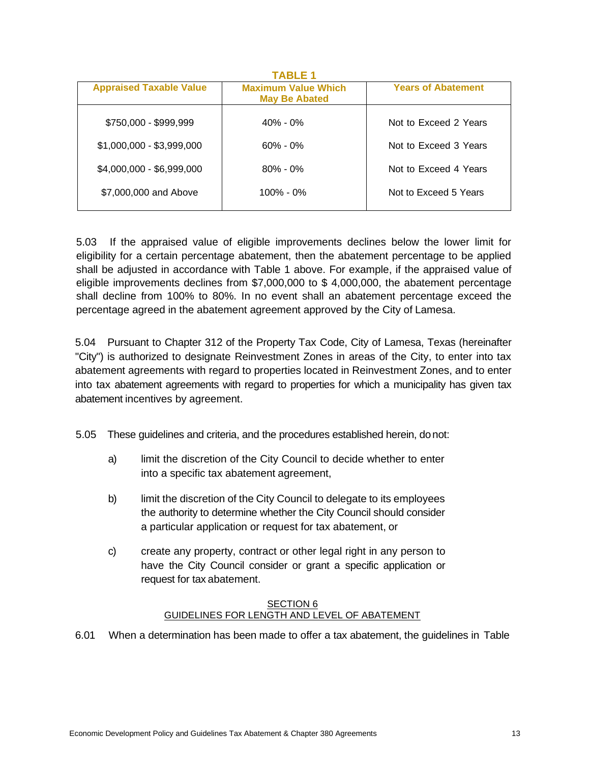**TABLE 1**

| Appraised Taxable Value | Maximum Value Which May Be Abated | Years of Abatement |
|---|---|---|
| $750,000 - $999,999 | 40% - 0% | Not to Exceed 2 Years |
| $1,000,000 - $3,999,000 | 60% - 0% | Not to Exceed 3 Years |
| $4,000,000 - $6,999,000 | 80% - 0% | Not to Exceed 4 Years |
| $7,000,000 and Above | 100% - 0% | Not to Exceed 5 Years |

5.03 If the appraised value of eligible improvements declines below the lower limit for eligibility for a certain percentage abatement, then the abatement percentage to be applied shall be adjusted in accordance with Table 1 above. For example, if the appraised value of eligible improvements declines from $7,000,000 to $ 4,000,000, the abatement percentage shall decline from 100% to 80%. In no event shall an abatement percentage exceed the percentage agreed in the abatement agreement approved by the City of Lamesa.

5.04 Pursuant to Chapter 312 of the Property Tax Code, City of Lamesa, Texas (hereinafter "City") is authorized to designate Reinvestment Zones in areas of the City, to enter into tax abatement agreements with regard to properties located in Reinvestment Zones, and to enter into tax abatement agreements with regard to properties for which a municipality has given tax abatement incentives by agreement.

5.05 These guidelines and criteria, and the procedures established herein, do not:

a) limit the discretion of the City Council to decide whether to enter into a specific tax abatement agreement,

b) limit the discretion of the City Council to delegate to its employees the authority to determine whether the City Council should consider a particular application or request for tax abatement, or

c) create any property, contract or other legal right in any person to have the City Council consider or grant a specific application or request for tax abatement.

## SECTION 6
## GUIDELINES FOR LENGTH AND LEVEL OF ABATEMENT

6.01 When a determination has been made to offer a tax abatement, the guidelines in Table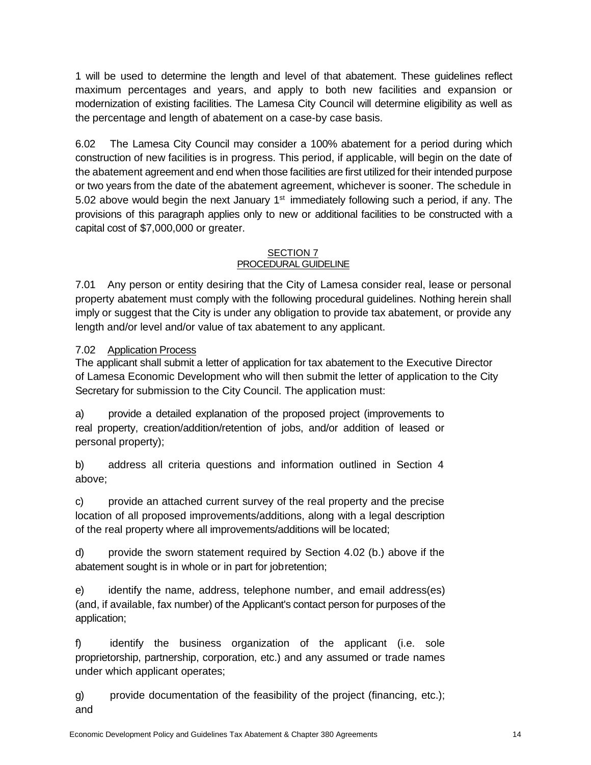1 will be used to determine the length and level of that abatement. These guidelines reflect maximum percentages and years, and apply to both new facilities and expansion or modernization of existing facilities. The Lamesa City Council will determine eligibility as well as the percentage and length of abatement on a case-by case basis.

6.02 The Lamesa City Council may consider a 100% abatement for a period during which construction of new facilities is in progress. This period, if applicable, will begin on the date of the abatement agreement and end when those facilities are first utilized for their intended purpose or two years from the date of the abatement agreement, whichever is sooner. The schedule in 5.02 above would begin the next January 1st immediately following such a period, if any. The provisions of this paragraph applies only to new or additional facilities to be constructed with a capital cost of $7,000,000 or greater.

## SECTION 7
## PROCEDURAL GUIDELINE

7.01 Any person or entity desiring that the City of Lamesa consider real, lease or personal property abatement must comply with the following procedural guidelines. Nothing herein shall imply or suggest that the City is under any obligation to provide tax abatement, or provide any length and/or level and/or value of tax abatement to any applicant.

7.02 Application Process

The applicant shall submit a letter of application for tax abatement to the Executive Director of Lamesa Economic Development who will then submit the letter of application to the City Secretary for submission to the City Council. The application must:

a) provide a detailed explanation of the proposed project (improvements to real property, creation/addition/retention of jobs, and/or addition of leased or personal property);

b) address all criteria questions and information outlined in Section 4 above;

c) provide an attached current survey of the real property and the precise location of all proposed improvements/additions, along with a legal description of the real property where all improvements/additions will be located;

d) provide the sworn statement required by Section 4.02 (b.) above if the abatement sought is in whole or in part for job retention;

e) identify the name, address, telephone number, and email address(es) (and, if available, fax number) of the Applicant's contact person for purposes of the application;

f) identify the business organization of the applicant (i.e. sole proprietorship, partnership, corporation, etc.) and any assumed or trade names under which applicant operates;

g) provide documentation of the feasibility of the project (financing, etc.); and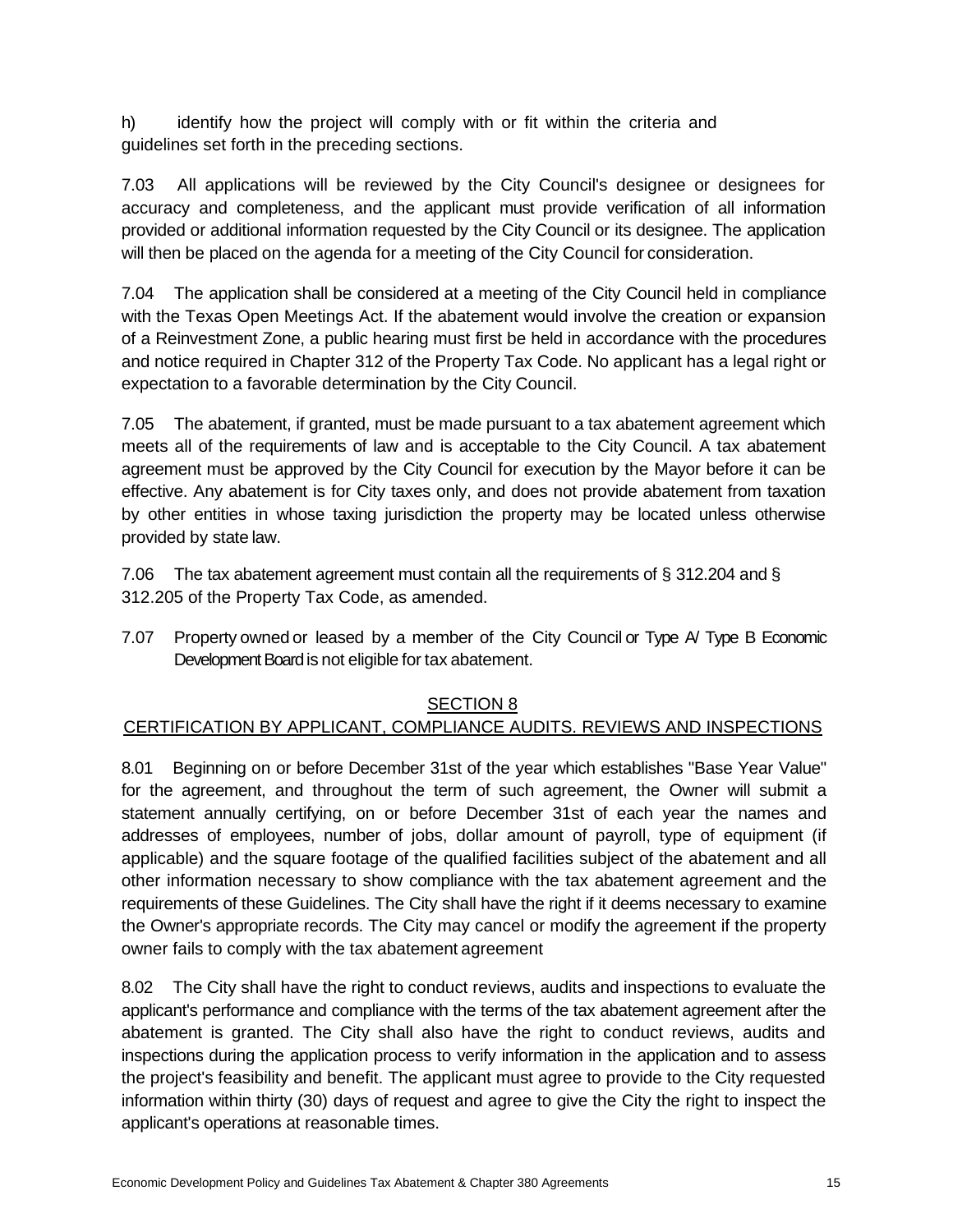h) identify how the project will comply with or fit within the criteria and guidelines set forth in the preceding sections.

7.03 All applications will be reviewed by the City Council's designee or designees for accuracy and completeness, and the applicant must provide verification of all information provided or additional information requested by the City Council or its designee. The application will then be placed on the agenda for a meeting of the City Council for consideration.

7.04 The application shall be considered at a meeting of the City Council held in compliance with the Texas Open Meetings Act. If the abatement would involve the creation or expansion of a Reinvestment Zone, a public hearing must first be held in accordance with the procedures and notice required in Chapter 312 of the Property Tax Code. No applicant has a legal right or expectation to a favorable determination by the City Council.

7.05 The abatement, if granted, must be made pursuant to a tax abatement agreement which meets all of the requirements of law and is acceptable to the City Council. A tax abatement agreement must be approved by the City Council for execution by the Mayor before it can be effective. Any abatement is for City taxes only, and does not provide abatement from taxation by other entities in whose taxing jurisdiction the property may be located unless otherwise provided by state law.

7.06 The tax abatement agreement must contain all the requirements of § 312.204 and § 312.205 of the Property Tax Code, as amended.

7.07 Property owned or leased by a member of the City Council or Type A/ Type B Economic Development Board is not eligible for tax abatement.

## SECTION 8
## CERTIFICATION BY APPLICANT, COMPLIANCE AUDITS. REVIEWS AND INSPECTIONS

8.01 Beginning on or before December 31st of the year which establishes "Base Year Value" for the agreement, and throughout the term of such agreement, the Owner will submit a statement annually certifying, on or before December 31st of each year the names and addresses of employees, number of jobs, dollar amount of payroll, type of equipment (if applicable) and the square footage of the qualified facilities subject of the abatement and all other information necessary to show compliance with the tax abatement agreement and the requirements of these Guidelines. The City shall have the right if it deems necessary to examine the Owner's appropriate records. The City may cancel or modify the agreement if the property owner fails to comply with the tax abatement agreement

8.02 The City shall have the right to conduct reviews, audits and inspections to evaluate the applicant's performance and compliance with the terms of the tax abatement agreement after the abatement is granted. The City shall also have the right to conduct reviews, audits and inspections during the application process to verify information in the application and to assess the project's feasibility and benefit. The applicant must agree to provide to the City requested information within thirty (30) days of request and agree to give the City the right to inspect the applicant's operations at reasonable times.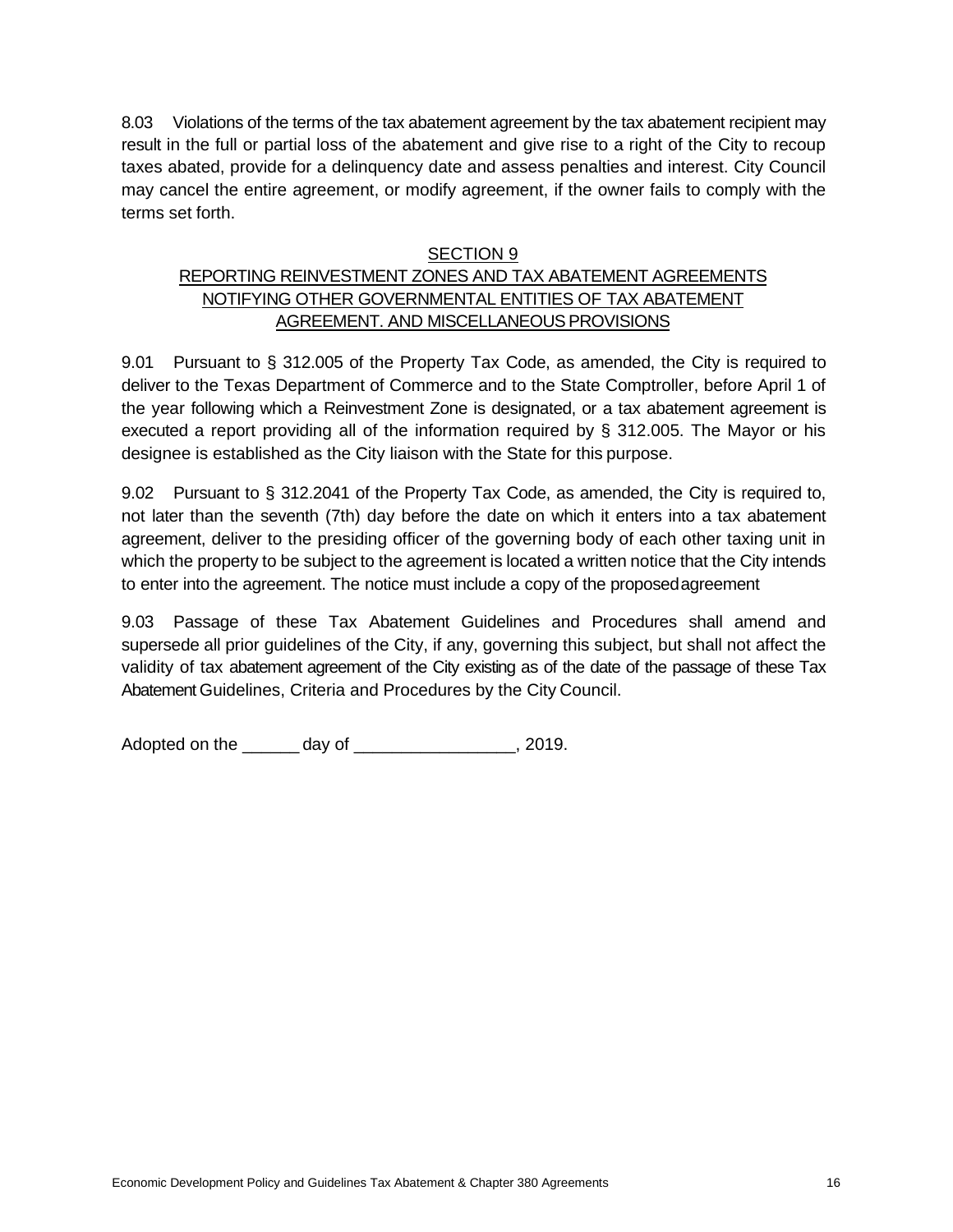8.03 Violations of the terms of the tax abatement agreement by the tax abatement recipient may result in the full or partial loss of the abatement and give rise to a right of the City to recoup taxes abated, provide for a delinquency date and assess penalties and interest. City Council may cancel the entire agreement, or modify agreement, if the owner fails to comply with the terms set forth.

## SECTION 9
## REPORTING REINVESTMENT ZONES AND TAX ABATEMENT AGREEMENTS NOTIFYING OTHER GOVERNMENTAL ENTITIES OF TAX ABATEMENT AGREEMENT. AND MISCELLANEOUS PROVISIONS

9.01 Pursuant to § 312.005 of the Property Tax Code, as amended, the City is required to deliver to the Texas Department of Commerce and to the State Comptroller, before April 1 of the year following which a Reinvestment Zone is designated, or a tax abatement agreement is executed a report providing all of the information required by § 312.005. The Mayor or his designee is established as the City liaison with the State for this purpose.

9.02 Pursuant to § 312.2041 of the Property Tax Code, as amended, the City is required to, not later than the seventh (7th) day before the date on which it enters into a tax abatement agreement, deliver to the presiding officer of the governing body of each other taxing unit in which the property to be subject to the agreement is located a written notice that the City intends to enter into the agreement. The notice must include a copy of the proposed agreement

9.03 Passage of these Tax Abatement Guidelines and Procedures shall amend and supersede all prior guidelines of the City, if any, governing this subject, but shall not affect the validity of tax abatement agreement of the City existing as of the date of the passage of these Tax Abatement Guidelines, Criteria and Procedures by the City Council.

Adopted on the ______ day of _________________, 2019.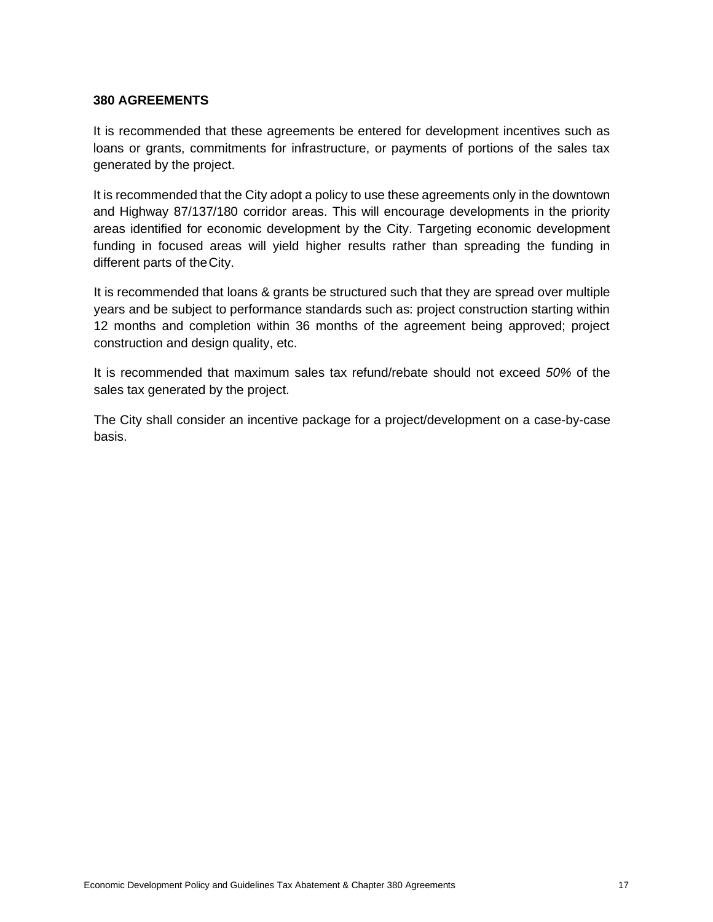**380 AGREEMENTS**

It is recommended that these agreements be entered for development incentives such as loans or grants, commitments for infrastructure, or payments of portions of the sales tax generated by the project.

It is recommended that the City adopt a policy to use these agreements only in the downtown and Highway 87/137/180 corridor areas. This will encourage developments in the priority areas identified for economic development by the City. Targeting economic development funding in focused areas will yield higher results rather than spreading the funding in different parts of the City.

It is recommended that loans & grants be structured such that they are spread over multiple years and be subject to performance standards such as: project construction starting within 12 months and completion within 36 months of the agreement being approved; project construction and design quality, etc.

It is recommended that maximum sales tax refund/rebate should not exceed *50%* of the sales tax generated by the project.

The City shall consider an incentive package for a project/development on a case-by-case basis.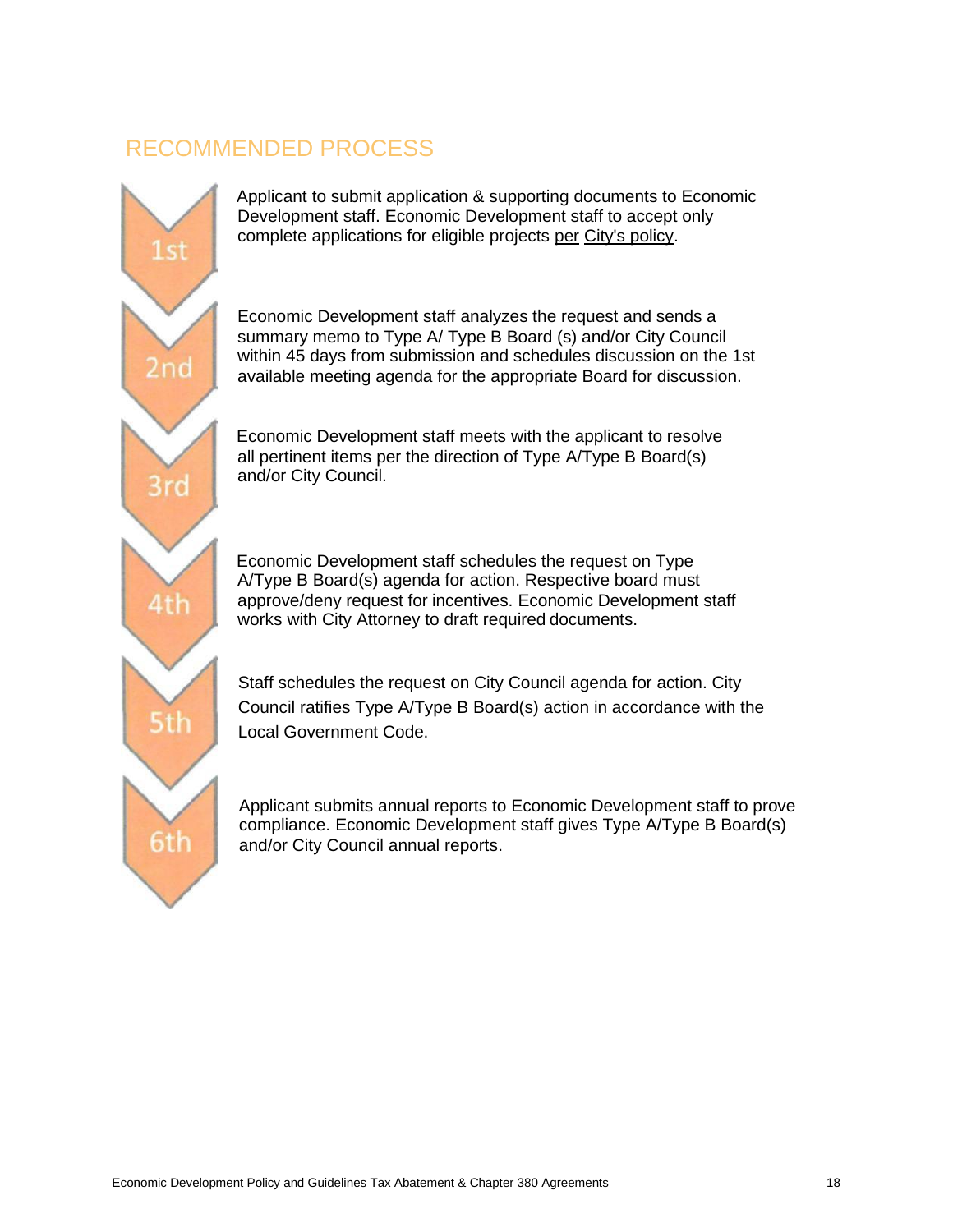## RECOMMENDED PROCESS

**1st** — Applicant to submit application & supporting documents to Economic Development staff. Economic Development staff to accept only complete applications for eligible projects per City's policy.

**2nd** — Economic Development staff analyzes the request and sends a summary memo to Type A/ Type B Board (s) and/or City Council within 45 days from submission and schedules discussion on the 1st available meeting agenda for the appropriate Board for discussion.

**3rd** — Economic Development staff meets with the applicant to resolve all pertinent items per the direction of Type A/Type B Board(s) and/or City Council.

**4th** — Economic Development staff schedules the request on Type A/Type B Board(s) agenda for action. Respective board must approve/deny request for incentives. Economic Development staff works with City Attorney to draft required documents.

**5th** — Staff schedules the request on City Council agenda for action. City Council ratifies Type A/Type B Board(s) action in accordance with the Local Government Code.

**6th** — Applicant submits annual reports to Economic Development staff to prove compliance. Economic Development staff gives Type A/Type B Board(s) and/or City Council annual reports.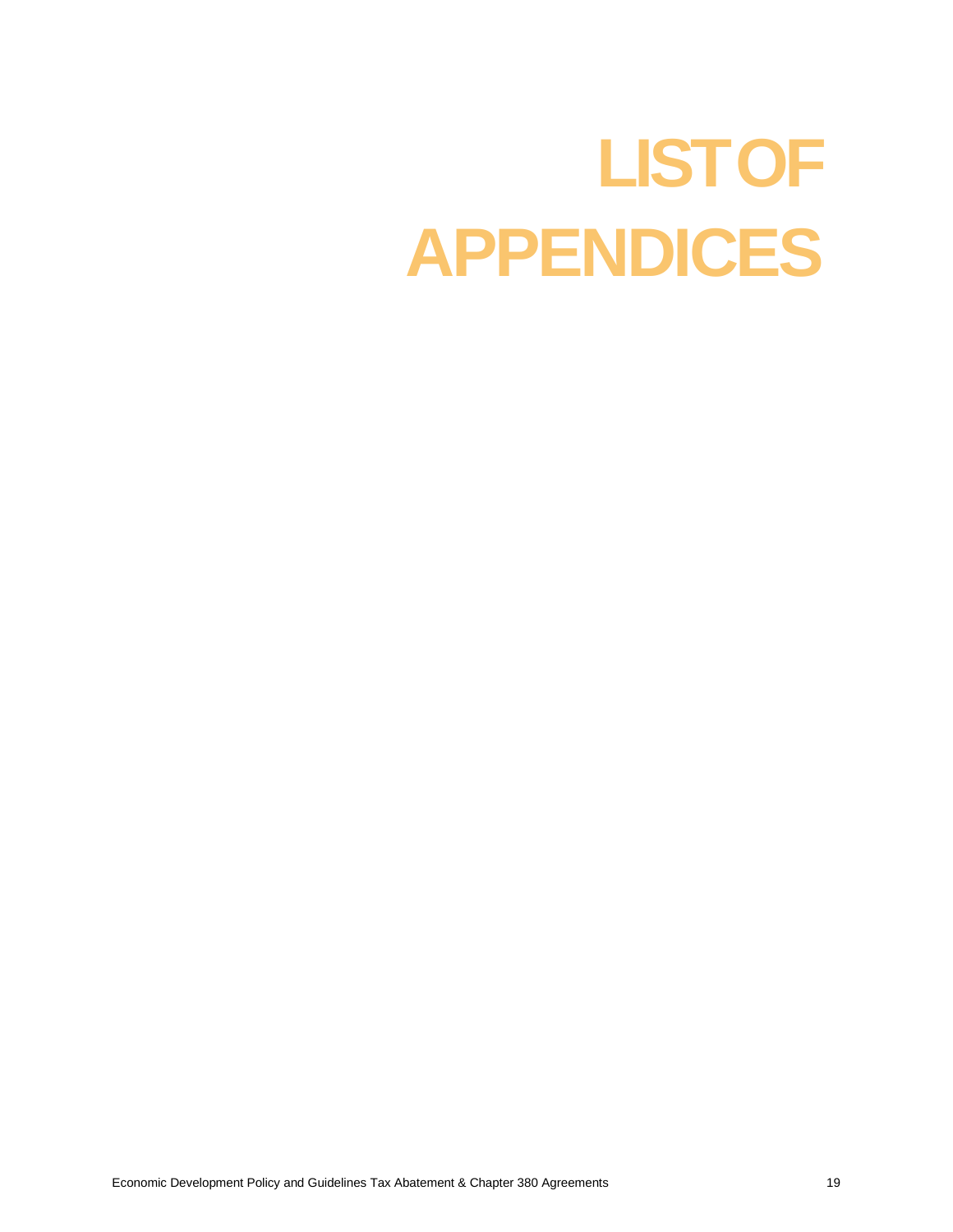# LIST OF APPENDICES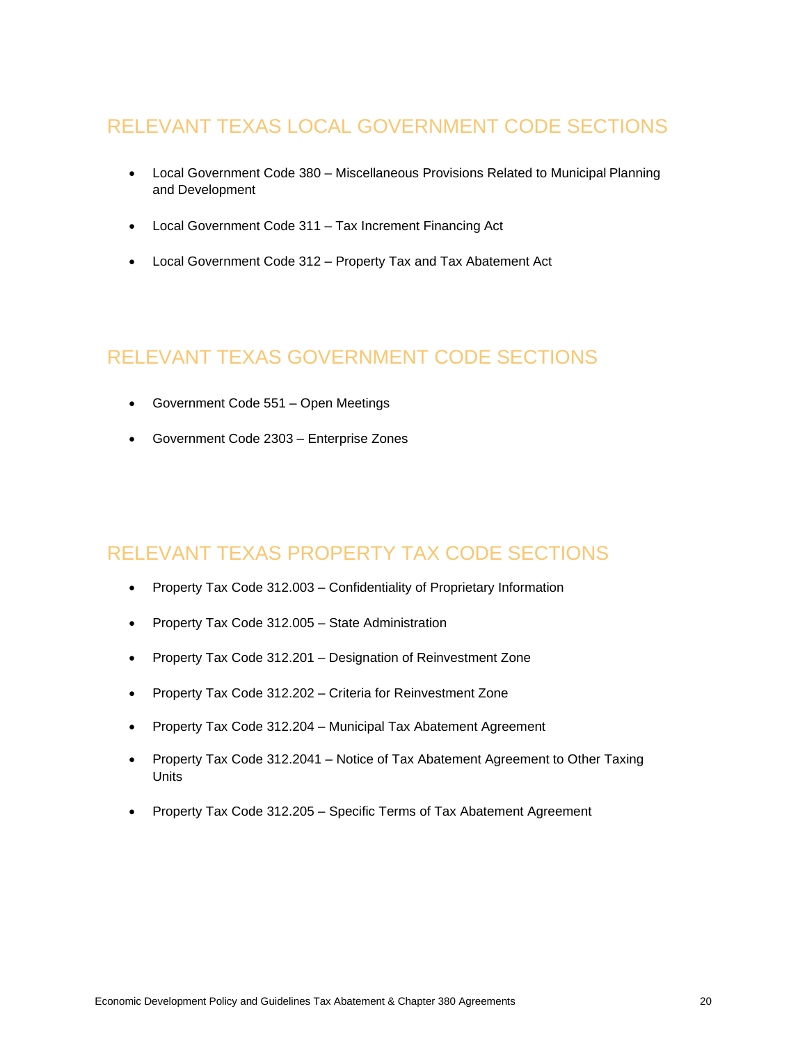## RELEVANT TEXAS LOCAL GOVERNMENT CODE SECTIONS

- Local Government Code 380 – Miscellaneous Provisions Related to Municipal Planning and Development
- Local Government Code 311 – Tax Increment Financing Act
- Local Government Code 312 – Property Tax and Tax Abatement Act

## RELEVANT TEXAS GOVERNMENT CODE SECTIONS

- Government Code 551 – Open Meetings
- Government Code 2303 – Enterprise Zones

## RELEVANT TEXAS PROPERTY TAX CODE SECTIONS

- Property Tax Code 312.003 – Confidentiality of Proprietary Information
- Property Tax Code 312.005 – State Administration
- Property Tax Code 312.201 – Designation of Reinvestment Zone
- Property Tax Code 312.202 – Criteria for Reinvestment Zone
- Property Tax Code 312.204 – Municipal Tax Abatement Agreement
- Property Tax Code 312.2041 – Notice of Tax Abatement Agreement to Other Taxing Units
- Property Tax Code 312.205 – Specific Terms of Tax Abatement Agreement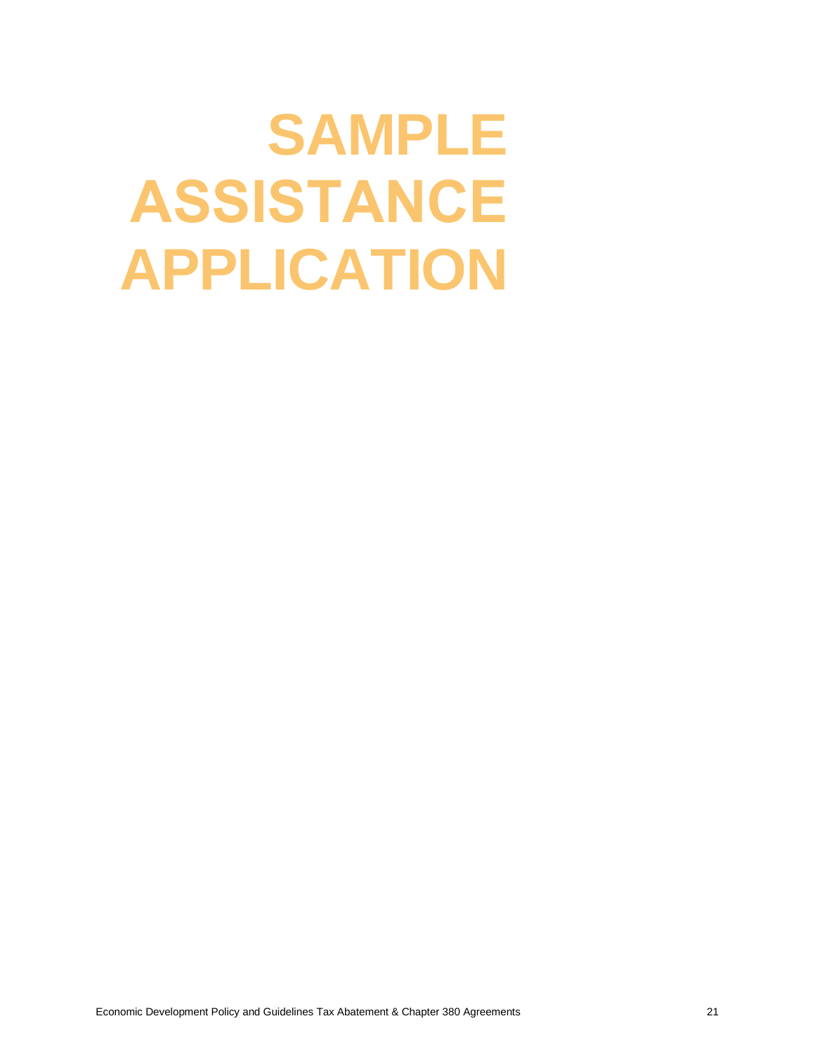# SAMPLE ASSISTANCE APPLICATION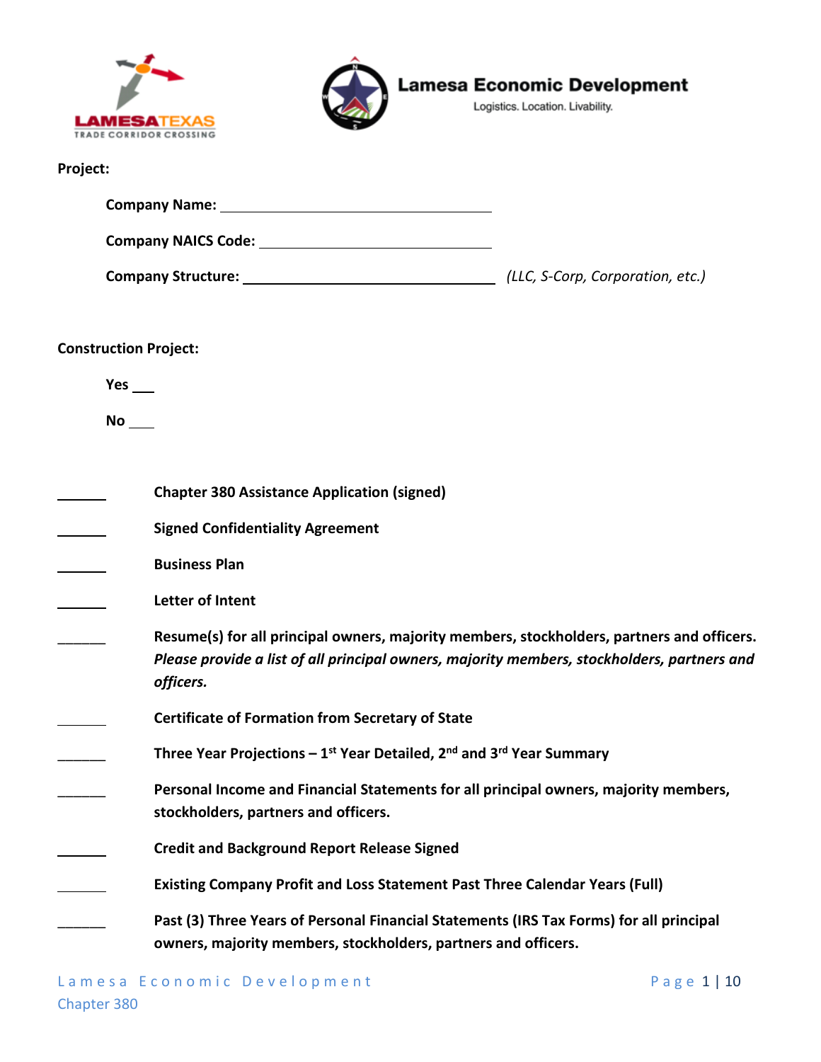Lamesa Economic Development

Logistics. Location. Livability.

**Project:**

**Company Name:** ______________________________

**Company NAICS Code:** ______________________________

**Company Structure:** ______________________________ *(LLC, S-Corp, Corporation, etc.)*

**Construction Project:**

**Yes** ___

**No** ___

______ **Chapter 380 Assistance Application (signed)**

______ **Signed Confidentiality Agreement**

______ **Business Plan**

______ **Letter of Intent**

______ **Resume(s) for all principal owners, majority members, stockholders, partners and officers.** ***Please provide a list of all principal owners, majority members, stockholders, partners and officers.***

______ **Certificate of Formation from Secretary of State**

______ **Three Year Projections – 1st Year Detailed, 2nd and 3rd Year Summary**

______ **Personal Income and Financial Statements for all principal owners, majority members, stockholders, partners and officers.**

______ **Credit and Background Report Release Signed**

______ **Existing Company Profit and Loss Statement Past Three Calendar Years (Full)**

______ **Past (3) Three Years of Personal Financial Statements (IRS Tax Forms) for all principal owners, majority members, stockholders, partners and officers.**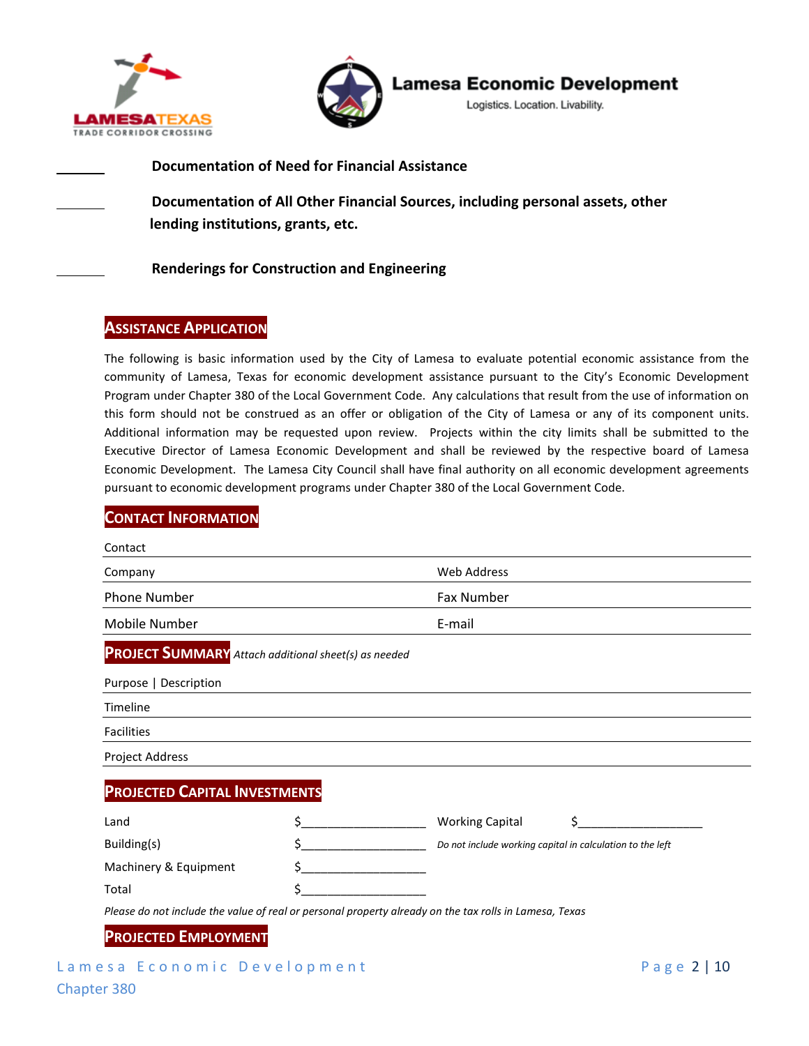Lamesa Economic Development
Logistics. Location. Livability.

_______ **Documentation of Need for Financial Assistance**

_______ **Documentation of All Other Financial Sources, including personal assets, other lending institutions, grants, etc.**

_______ **Renderings for Construction and Engineering**

## Assistance Application

The following is basic information used by the City of Lamesa to evaluate potential economic assistance from the community of Lamesa, Texas for economic development assistance pursuant to the City's Economic Development Program under Chapter 380 of the Local Government Code. Any calculations that result from the use of information on this form should not be construed as an offer or obligation of the City of Lamesa or any of its component units. Additional information may be requested upon review. Projects within the city limits shall be submitted to the Executive Director of Lamesa Economic Development and shall be reviewed by the respective board of Lamesa Economic Development. The Lamesa City Council shall have final authority on all economic development agreements pursuant to economic development programs under Chapter 380 of the Local Government Code.

## Contact Information

Contact

Company | Web Address

Phone Number | Fax Number

Mobile Number | E-mail

## Project Summary

*Attach additional sheet(s) as needed*

Purpose | Description

Timeline

Facilities

Project Address

## Projected Capital Investments

| | | | |
|---|---|---|---|
| Land | $__________________ | Working Capital | $__________________ |
| Building(s) | $__________________ | *Do not include working capital in calculation to the left* | |
| Machinery & Equipment | $__________________ | | |
| Total | $__________________ | | |

*Please do not include the value of real or personal property already on the tax rolls in Lamesa, Texas*

## Projected Employment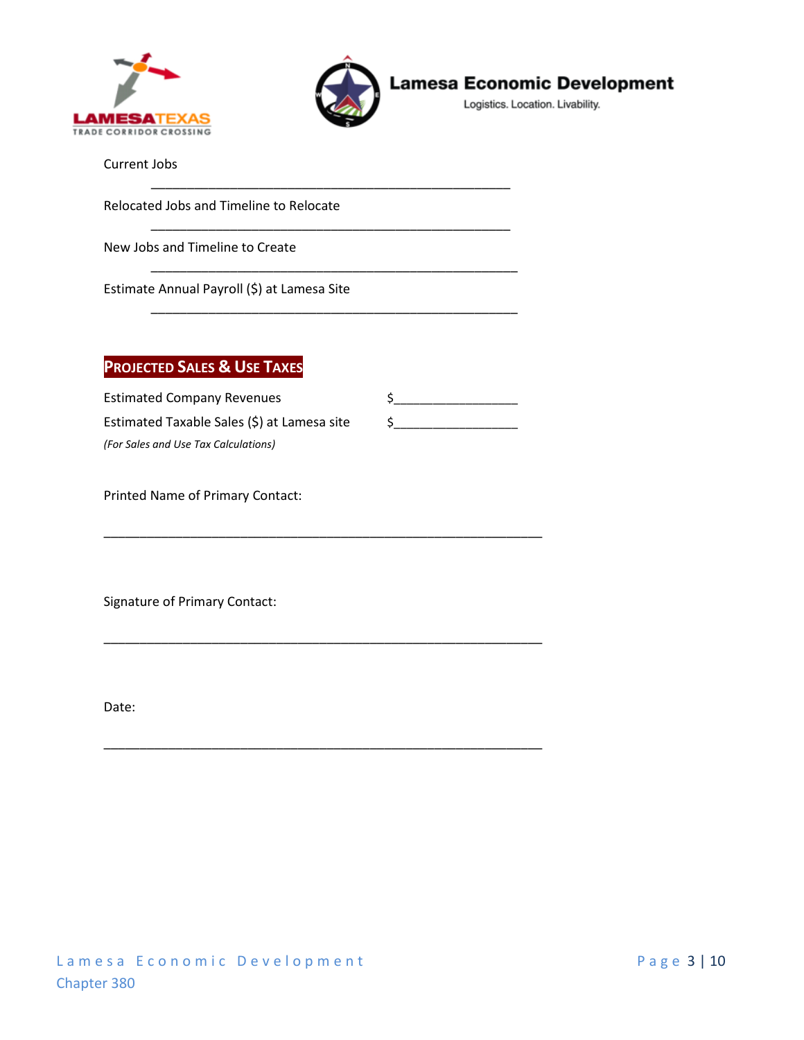Current Jobs

\_\_\_\_\_\_\_\_\_\_\_\_\_\_\_\_\_\_\_\_\_\_\_\_\_\_\_\_\_\_\_\_\_\_\_\_\_\_\_\_\_\_\_\_\_\_\_\_\_\_\_\_

Relocated Jobs and Timeline to Relocate

\_\_\_\_\_\_\_\_\_\_\_\_\_\_\_\_\_\_\_\_\_\_\_\_\_\_\_\_\_\_\_\_\_\_\_\_\_\_\_\_\_\_\_\_\_\_\_\_\_\_\_\_

New Jobs and Timeline to Create

\_\_\_\_\_\_\_\_\_\_\_\_\_\_\_\_\_\_\_\_\_\_\_\_\_\_\_\_\_\_\_\_\_\_\_\_\_\_\_\_\_\_\_\_\_\_\_\_\_\_\_\_

Estimate Annual Payroll ($) at Lamesa Site

\_\_\_\_\_\_\_\_\_\_\_\_\_\_\_\_\_\_\_\_\_\_\_\_\_\_\_\_\_\_\_\_\_\_\_\_\_\_\_\_\_\_\_\_\_\_\_\_\_\_\_\_

## Projected Sales & Use Taxes

Estimated Company Revenues $\_\_\_\_\_\_\_\_\_\_\_\_\_\_\_\_\_\_

Estimated Taxable Sales ($) at Lamesa site $\_\_\_\_\_\_\_\_\_\_\_\_\_\_\_\_\_\_

*(For Sales and Use Tax Calculations)*

Printed Name of Primary Contact:

\_\_\_\_\_\_\_\_\_\_\_\_\_\_\_\_\_\_\_\_\_\_\_\_\_\_\_\_\_\_\_\_\_\_\_\_\_\_\_\_\_\_\_\_\_\_\_\_\_\_\_\_\_\_\_\_\_\_\_\_\_\_

Signature of Primary Contact:

\_\_\_\_\_\_\_\_\_\_\_\_\_\_\_\_\_\_\_\_\_\_\_\_\_\_\_\_\_\_\_\_\_\_\_\_\_\_\_\_\_\_\_\_\_\_\_\_\_\_\_\_\_\_\_\_\_\_\_\_\_\_

Date:

\_\_\_\_\_\_\_\_\_\_\_\_\_\_\_\_\_\_\_\_\_\_\_\_\_\_\_\_\_\_\_\_\_\_\_\_\_\_\_\_\_\_\_\_\_\_\_\_\_\_\_\_\_\_\_\_\_\_\_\_\_\_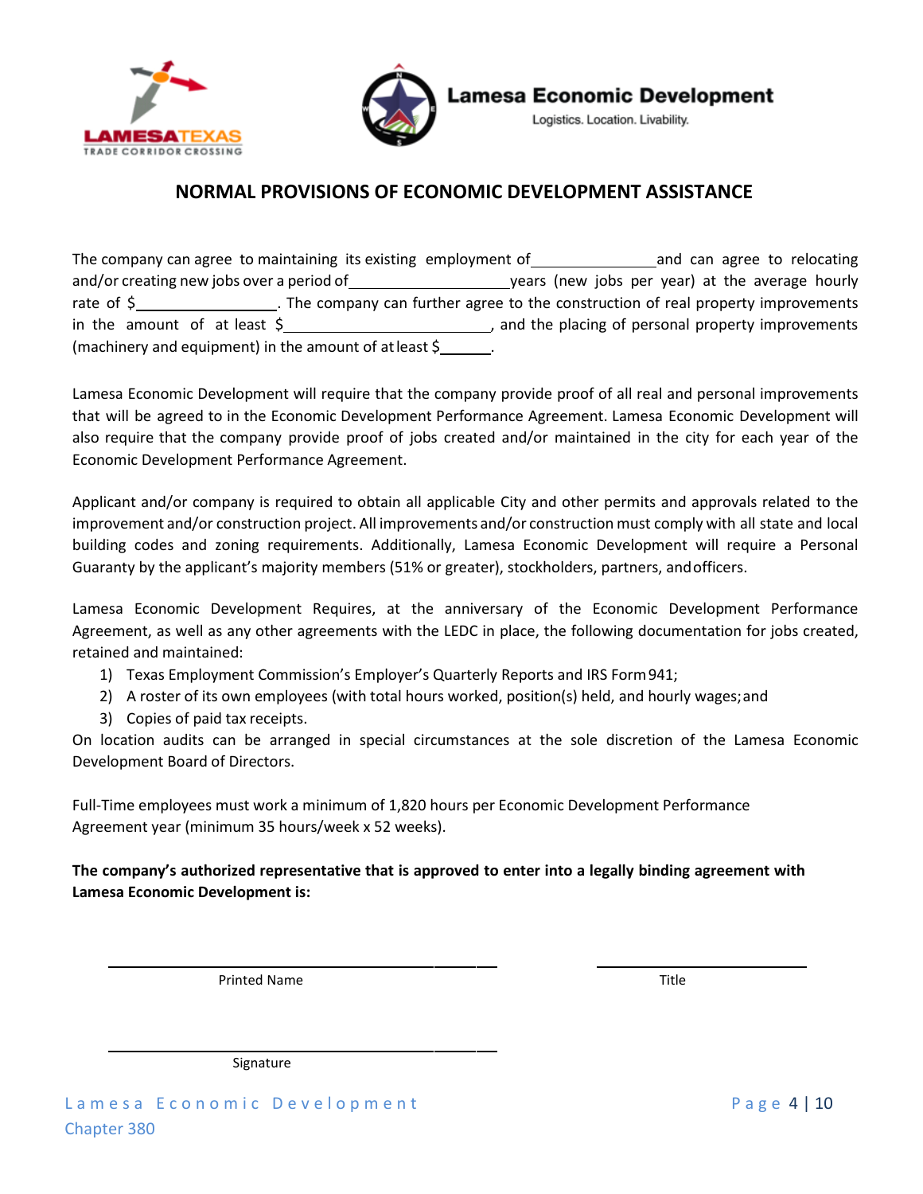## NORMAL PROVISIONS OF ECONOMIC DEVELOPMENT ASSISTANCE

The company can agree to maintaining its existing employment of \_\_\_\_\_\_\_\_\_\_\_\_\_\_\_ and can agree to relocating and/or creating new jobs over a period of \_\_\_\_\_\_\_\_\_\_\_\_\_\_\_\_\_\_\_\_ years (new jobs per year) at the average hourly rate of $\_\_\_\_\_\_\_\_\_\_\_\_\_\_\_\_\_. The company can further agree to the construction of real property improvements in the amount of at least $\_\_\_\_\_\_\_\_\_\_\_\_\_\_\_\_\_\_\_\_\_\_\_\_\_, and the placing of personal property improvements (machinery and equipment) in the amount of at least $\_\_\_\_\_\_.

Lamesa Economic Development will require that the company provide proof of all real and personal improvements that will be agreed to in the Economic Development Performance Agreement. Lamesa Economic Development will also require that the company provide proof of jobs created and/or maintained in the city for each year of the Economic Development Performance Agreement.

Applicant and/or company is required to obtain all applicable City and other permits and approvals related to the improvement and/or construction project. All improvements and/or construction must comply with all state and local building codes and zoning requirements. Additionally, Lamesa Economic Development will require a Personal Guaranty by the applicant's majority members (51% or greater), stockholders, partners, and officers.

Lamesa Economic Development Requires, at the anniversary of the Economic Development Performance Agreement, as well as any other agreements with the LEDC in place, the following documentation for jobs created, retained and maintained:

1) Texas Employment Commission's Employer's Quarterly Reports and IRS Form 941;
2) A roster of its own employees (with total hours worked, position(s) held, and hourly wages; and
3) Copies of paid tax receipts.

On location audits can be arranged in special circumstances at the sole discretion of the Lamesa Economic Development Board of Directors.

Full-Time employees must work a minimum of 1,820 hours per Economic Development Performance Agreement year (minimum 35 hours/week x 52 weeks).

**The company's authorized representative that is approved to enter into a legally binding agreement with Lamesa Economic Development is:**

\_\_\_\_\_\_\_\_\_\_\_\_\_\_\_\_\_\_\_\_\_\_\_\_\_\_\_\_\_\_\_\_\_\_\_\_\_\_\_\_ &nbsp;&nbsp;&nbsp;&nbsp; \_\_\_\_\_\_\_\_\_\_\_\_\_\_\_\_\_\_\_\_\_\_\_\_\_

Printed Name &nbsp;&nbsp;&nbsp;&nbsp; Title

\_\_\_\_\_\_\_\_\_\_\_\_\_\_\_\_\_\_\_\_\_\_\_\_\_\_\_\_\_\_\_\_\_\_\_\_\_\_\_\_

Signature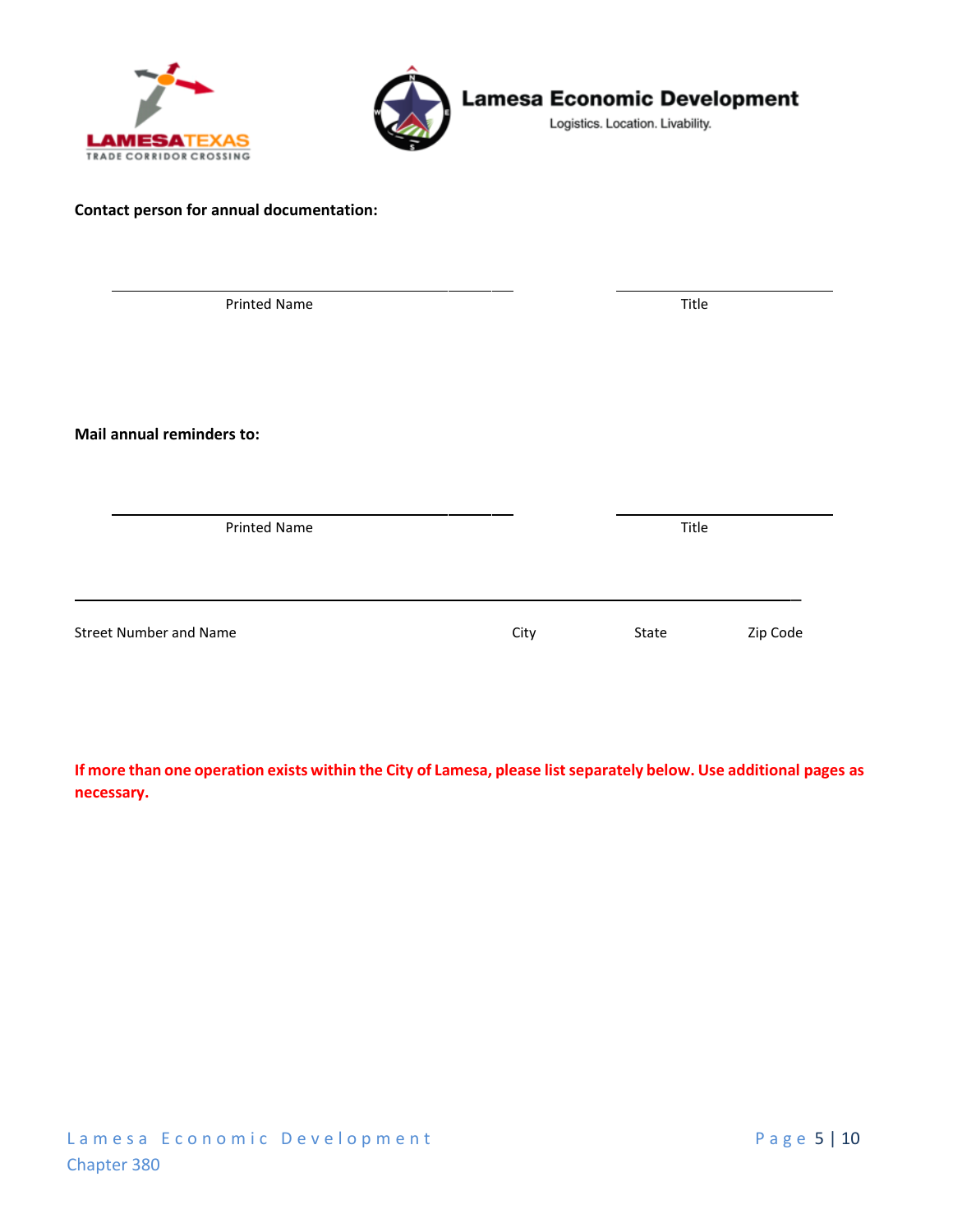**Contact person for annual documentation:**

\_\_\_\_\_\_\_\_\_\_\_\_\_\_\_\_\_\_\_\_\_\_\_\_\_\_\_\_\_\_\_\_\_\_\_\_\_\_\_\_ \_\_\_\_\_\_\_\_\_\_\_\_\_\_\_\_\_\_\_\_\_\_\_\_\_

Printed Name Title

**Mail annual reminders to:**

\_\_\_\_\_\_\_\_\_\_\_\_\_\_\_\_\_\_\_\_\_\_\_\_\_\_\_\_\_\_\_\_\_\_\_\_\_\_\_\_ \_\_\_\_\_\_\_\_\_\_\_\_\_\_\_\_\_\_\_\_\_\_\_\_\_

Printed Name Title

\_\_\_\_\_\_\_\_\_\_\_\_\_\_\_\_\_\_\_\_\_\_\_\_\_\_\_\_\_\_\_\_\_\_\_\_\_\_\_\_\_\_\_\_\_\_\_\_\_\_\_\_\_\_\_\_\_\_\_\_\_\_\_\_\_\_\_\_\_\_\_\_\_\_\_\_\_\_

Street Number and Name City State Zip Code

**If more than one operation exists within the City of Lamesa, please list separately below. Use additional pages as necessary.**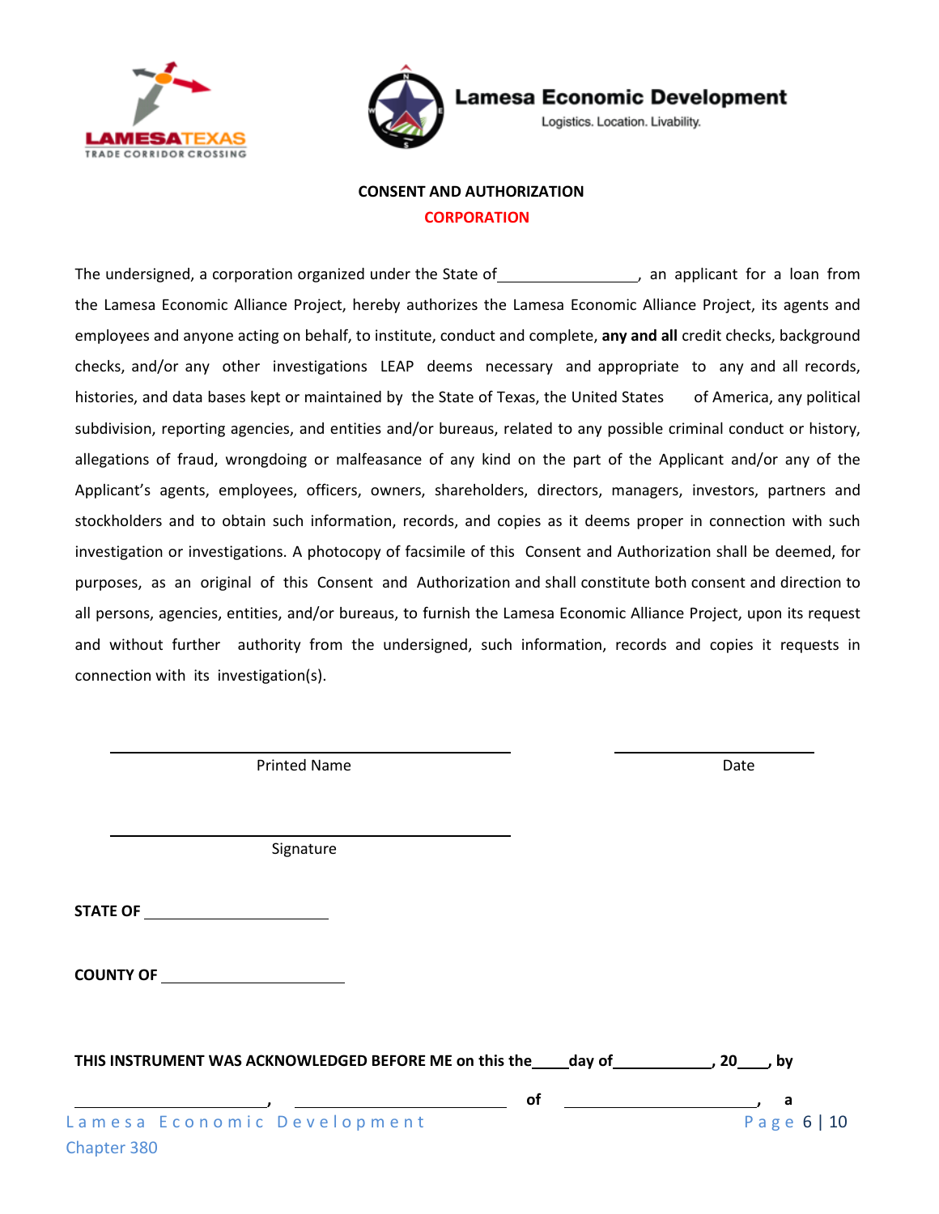## CONSENT AND AUTHORIZATION

**CORPORATION**

The undersigned, a corporation organized under the State of________________, an applicant for a loan from the Lamesa Economic Alliance Project, hereby authorizes the Lamesa Economic Alliance Project, its agents and employees and anyone acting on behalf, to institute, conduct and complete, **any and all** credit checks, background checks, and/or any other investigations LEAP deems necessary and appropriate to any and all records, histories, and data bases kept or maintained by the State of Texas, the United States of America, any political subdivision, reporting agencies, and entities and/or bureaus, related to any possible criminal conduct or history, allegations of fraud, wrongdoing or malfeasance of any kind on the part of the Applicant and/or any of the Applicant's agents, employees, officers, owners, shareholders, directors, managers, investors, partners and stockholders and to obtain such information, records, and copies as it deems proper in connection with such investigation or investigations. A photocopy of facsimile of this Consent and Authorization shall be deemed, for purposes, as an original of this Consent and Authorization and shall constitute both consent and direction to all persons, agencies, entities, and/or bureaus, to furnish the Lamesa Economic Alliance Project, upon its request and without further authority from the undersigned, such information, records and copies it requests in connection with its investigation(s).

______________________________ Printed Name

______________________________ Date

______________________________ Signature

**STATE OF** ____________________

**COUNTY OF** ____________________

**THIS INSTRUMENT WAS ACKNOWLEDGED BEFORE ME on this the\_\_\_\_day of\_\_\_\_\_\_\_\_\_\_\_\_, 20\_\_\_\_, by**

____________________, ____________________ **of** ____________________, **a**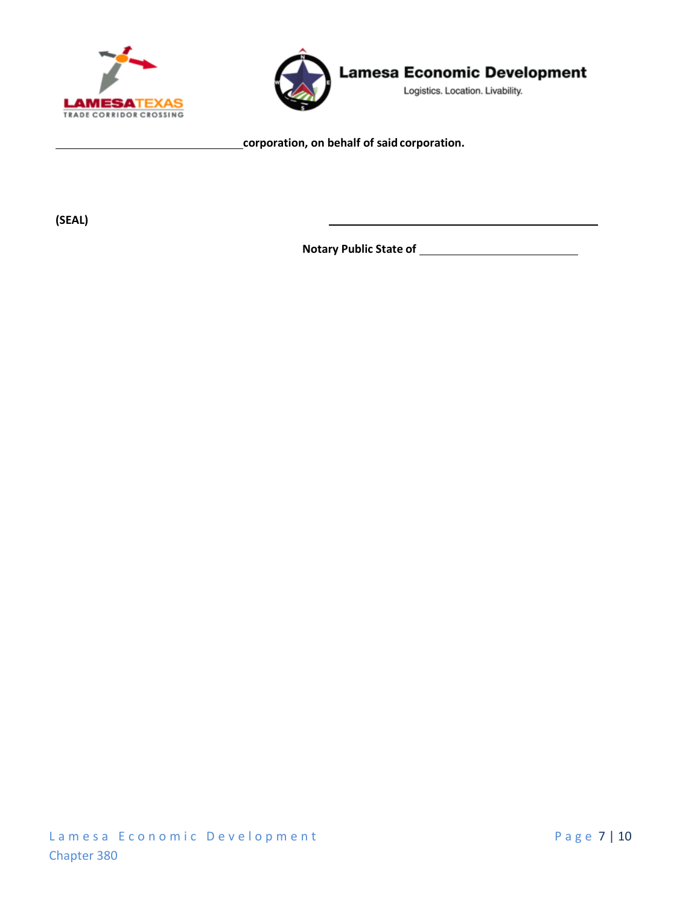______________________________**corporation, on behalf of said corporation.**

**(SEAL)** ________________________________________

**Notary Public State of** ________________________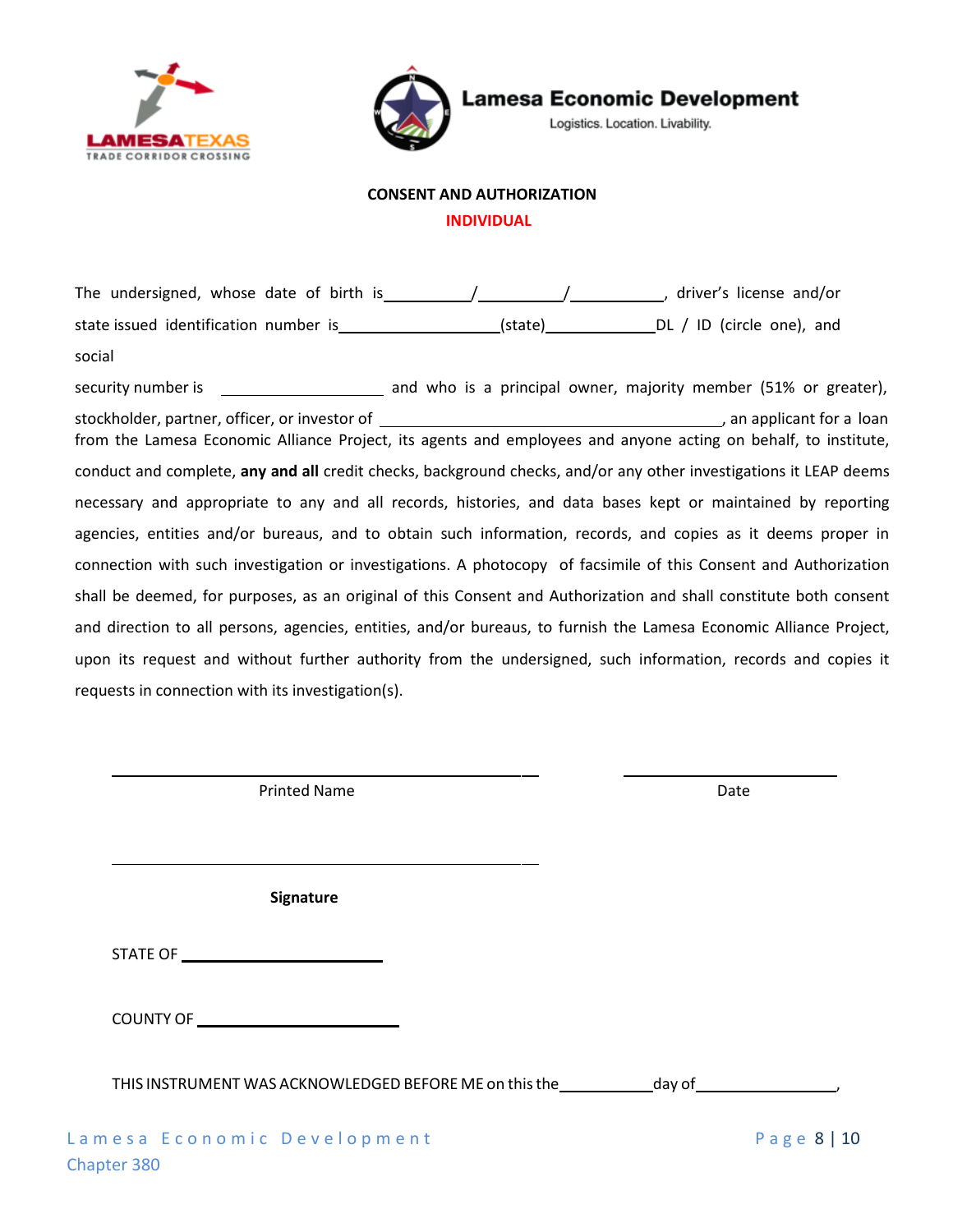**Lamesa Economic Development**

Logistics. Location. Livability.

**CONSENT AND AUTHORIZATION**

**INDIVIDUAL**

The undersigned, whose date of birth is\_\_\_\_\_\_\_\_\_\_/\_\_\_\_\_\_\_\_\_\_/\_\_\_\_\_\_\_\_\_\_\_, driver's license and/or state issued identification number is\_\_\_\_\_\_\_\_\_\_\_\_\_\_\_\_\_\_\_(state)\_\_\_\_\_\_\_\_\_\_\_\_\_DL / ID (circle one), and social

security number is \_\_\_\_\_\_\_\_\_\_\_\_\_\_\_\_\_\_\_ and who is a principal owner, majority member (51% or greater), stockholder, partner, officer, or investor of \_\_\_\_\_\_\_\_\_\_\_\_\_\_\_\_\_\_\_\_\_\_\_\_\_\_\_\_\_\_\_\_\_\_\_\_\_\_\_\_, an applicant for a loan from the Lamesa Economic Alliance Project, its agents and employees and anyone acting on behalf, to institute, conduct and complete, **any and all** credit checks, background checks, and/or any other investigations it LEAP deems necessary and appropriate to any and all records, histories, and data bases kept or maintained by reporting agencies, entities and/or bureaus, and to obtain such information, records, and copies as it deems proper in connection with such investigation or investigations. A photocopy of facsimile of this Consent and Authorization shall be deemed, for purposes, as an original of this Consent and Authorization and shall constitute both consent and direction to all persons, agencies, entities, and/or bureaus, to furnish the Lamesa Economic Alliance Project, upon its request and without further authority from the undersigned, such information, records and copies it requests in connection with its investigation(s).

\_\_\_\_\_\_\_\_\_\_\_\_\_\_\_\_\_\_\_\_\_\_\_\_\_\_\_\_\_\_\_\_\_\_\_\_\_\_\_\_ \_\_\_\_\_\_\_\_\_\_\_\_\_\_\_\_\_\_\_\_

Printed Name Date

\_\_\_\_\_\_\_\_\_\_\_\_\_\_\_\_\_\_\_\_\_\_\_\_\_\_\_\_\_\_\_\_\_\_\_\_\_\_\_\_

**Signature**

STATE OF \_\_\_\_\_\_\_\_\_\_\_\_\_\_\_\_\_\_\_\_

COUNTY OF \_\_\_\_\_\_\_\_\_\_\_\_\_\_\_\_\_\_\_\_

THIS INSTRUMENT WAS ACKNOWLEDGED BEFORE ME on this the\_\_\_\_\_\_\_\_\_\_\_day of\_\_\_\_\_\_\_\_\_\_\_\_\_\_\_\_\_,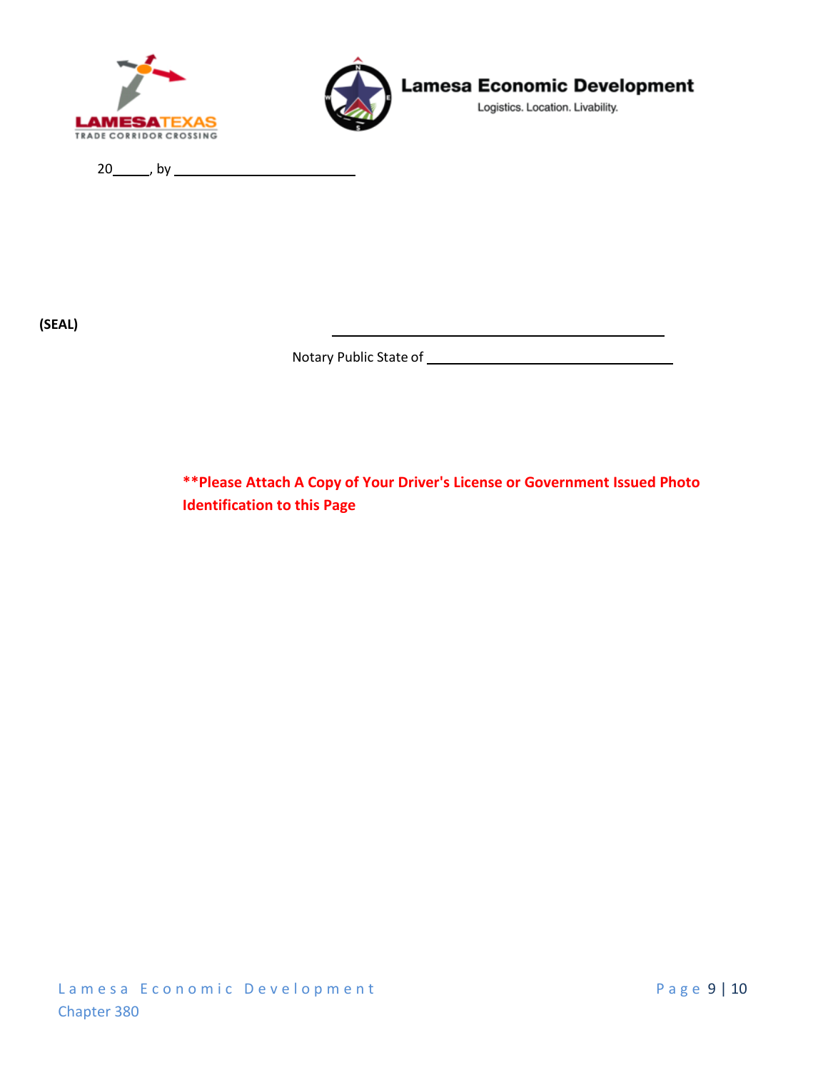20_____, by ________________________

**(SEAL)**

______________________________________

Notary Public State of ____________________________

****Please Attach A Copy of Your Driver's License or Government Issued Photo Identification to this Page**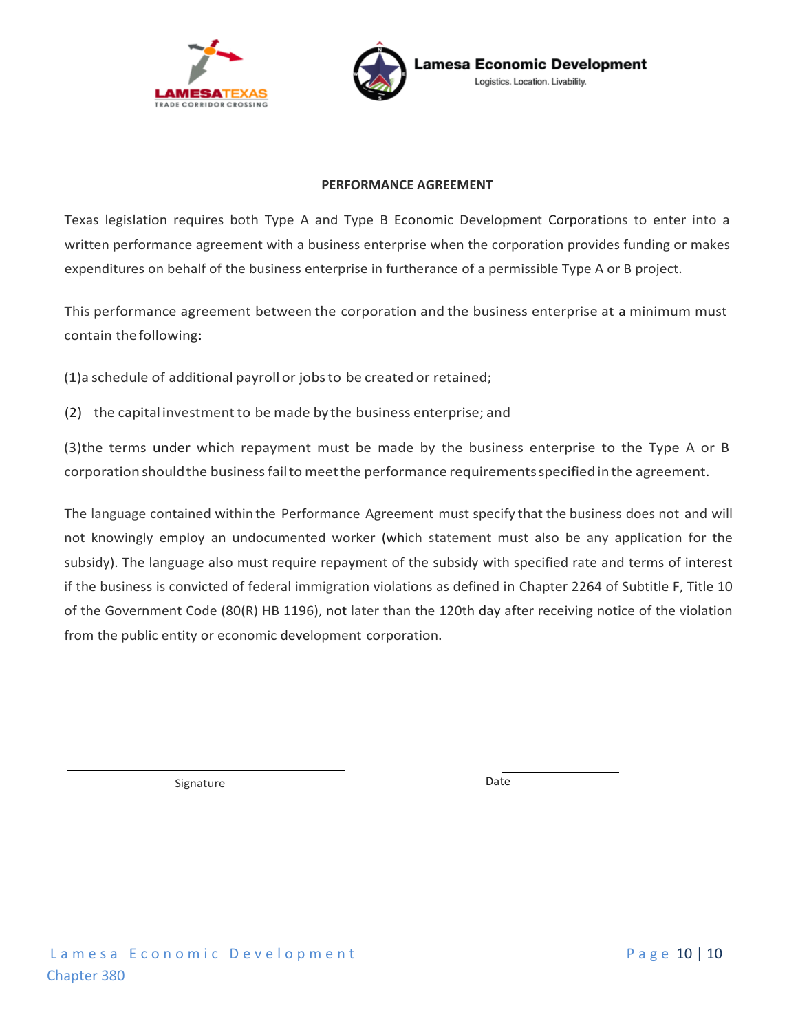**PERFORMANCE AGREEMENT**

Texas legislation requires both Type A and Type B Economic Development Corporations to enter into a written performance agreement with a business enterprise when the corporation provides funding or makes expenditures on behalf of the business enterprise in furtherance of a permissible Type A or B project.

This performance agreement between the corporation and the business enterprise at a minimum must contain the following:

(1)a schedule of additional payroll or jobs to be created or retained;

(2) the capital investment to be made by the business enterprise; and

(3)the terms under which repayment must be made by the business enterprise to the Type A or B corporation should the business fail to meet the performance requirements specified in the agreement.

The language contained within the Performance Agreement must specify that the business does not and will not knowingly employ an undocumented worker (which statement must also be any application for the subsidy). The language also must require repayment of the subsidy with specified rate and terms of interest if the business is convicted of federal immigration violations as defined in Chapter 2264 of Subtitle F, Title 10 of the Government Code (80(R) HB 1196), not later than the 120th day after receiving notice of the violation from the public entity or economic development corporation.

\_\_\_\_\_\_\_\_\_\_\_\_\_\_\_\_\_\_\_\_\_\_\_\_\_\_\_\_\_\_\_\_\_\_\_\_ \_\_\_\_\_\_\_\_\_\_\_\_\_\_\_\_

Signature Date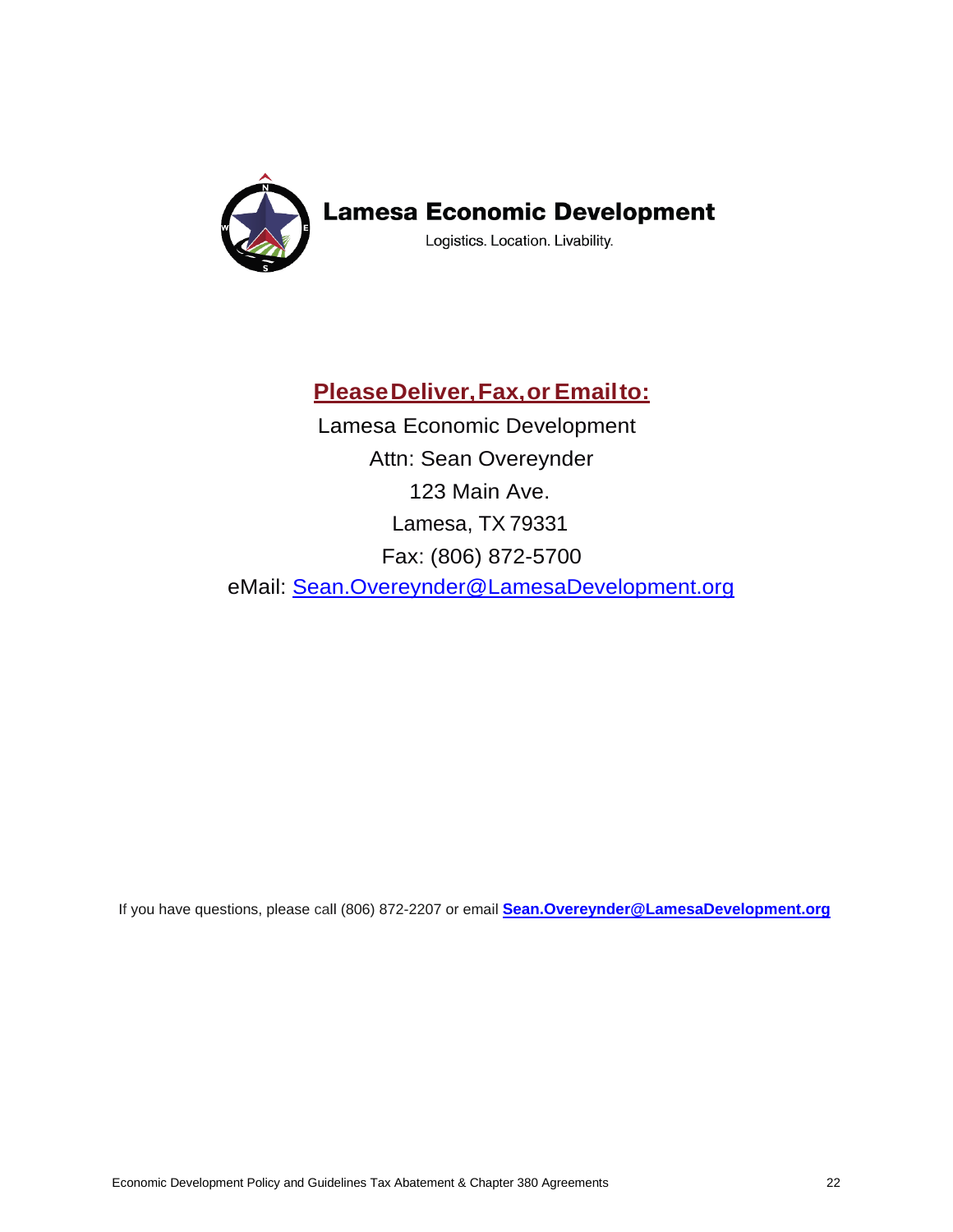**Lamesa Economic Development**

Logistics. Location. Livability.

## Please Deliver, Fax, or Email to:

Lamesa Economic Development

Attn: Sean Overeynder

123 Main Ave.

Lamesa, TX 79331

Fax: (806) 872-5700

eMail: Sean.Overeynder@LamesaDevelopment.org

If you have questions, please call (806) 872-2207 or email **Sean.Overeynder@LamesaDevelopment.org**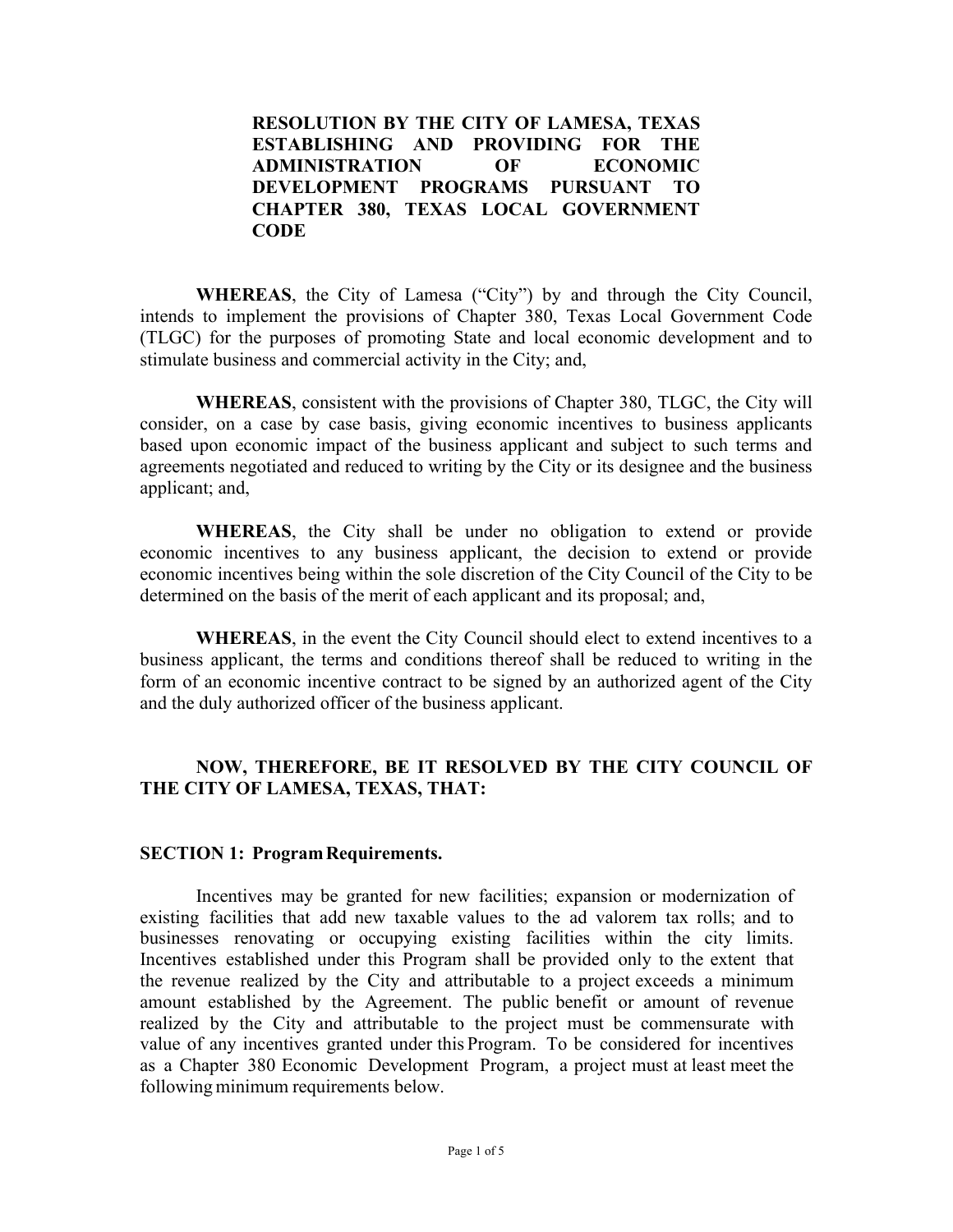**RESOLUTION BY THE CITY OF LAMESA, TEXAS ESTABLISHING AND PROVIDING FOR THE ADMINISTRATION OF ECONOMIC DEVELOPMENT PROGRAMS PURSUANT TO CHAPTER 380, TEXAS LOCAL GOVERNMENT CODE**

**WHEREAS**, the City of Lamesa ("City") by and through the City Council, intends to implement the provisions of Chapter 380, Texas Local Government Code (TLGC) for the purposes of promoting State and local economic development and to stimulate business and commercial activity in the City; and,

**WHEREAS**, consistent with the provisions of Chapter 380, TLGC, the City will consider, on a case by case basis, giving economic incentives to business applicants based upon economic impact of the business applicant and subject to such terms and agreements negotiated and reduced to writing by the City or its designee and the business applicant; and,

**WHEREAS**, the City shall be under no obligation to extend or provide economic incentives to any business applicant, the decision to extend or provide economic incentives being within the sole discretion of the City Council of the City to be determined on the basis of the merit of each applicant and its proposal; and,

**WHEREAS**, in the event the City Council should elect to extend incentives to a business applicant, the terms and conditions thereof shall be reduced to writing in the form of an economic incentive contract to be signed by an authorized agent of the City and the duly authorized officer of the business applicant.

**NOW, THEREFORE, BE IT RESOLVED BY THE CITY COUNCIL OF THE CITY OF LAMESA, TEXAS, THAT:**

**SECTION 1: Program Requirements.**

Incentives may be granted for new facilities; expansion or modernization of existing facilities that add new taxable values to the ad valorem tax rolls; and to businesses renovating or occupying existing facilities within the city limits. Incentives established under this Program shall be provided only to the extent that the revenue realized by the City and attributable to a project exceeds a minimum amount established by the Agreement. The public benefit or amount of revenue realized by the City and attributable to the project must be commensurate with value of any incentives granted under this Program. To be considered for incentives as a Chapter 380 Economic Development Program, a project must at least meet the following minimum requirements below.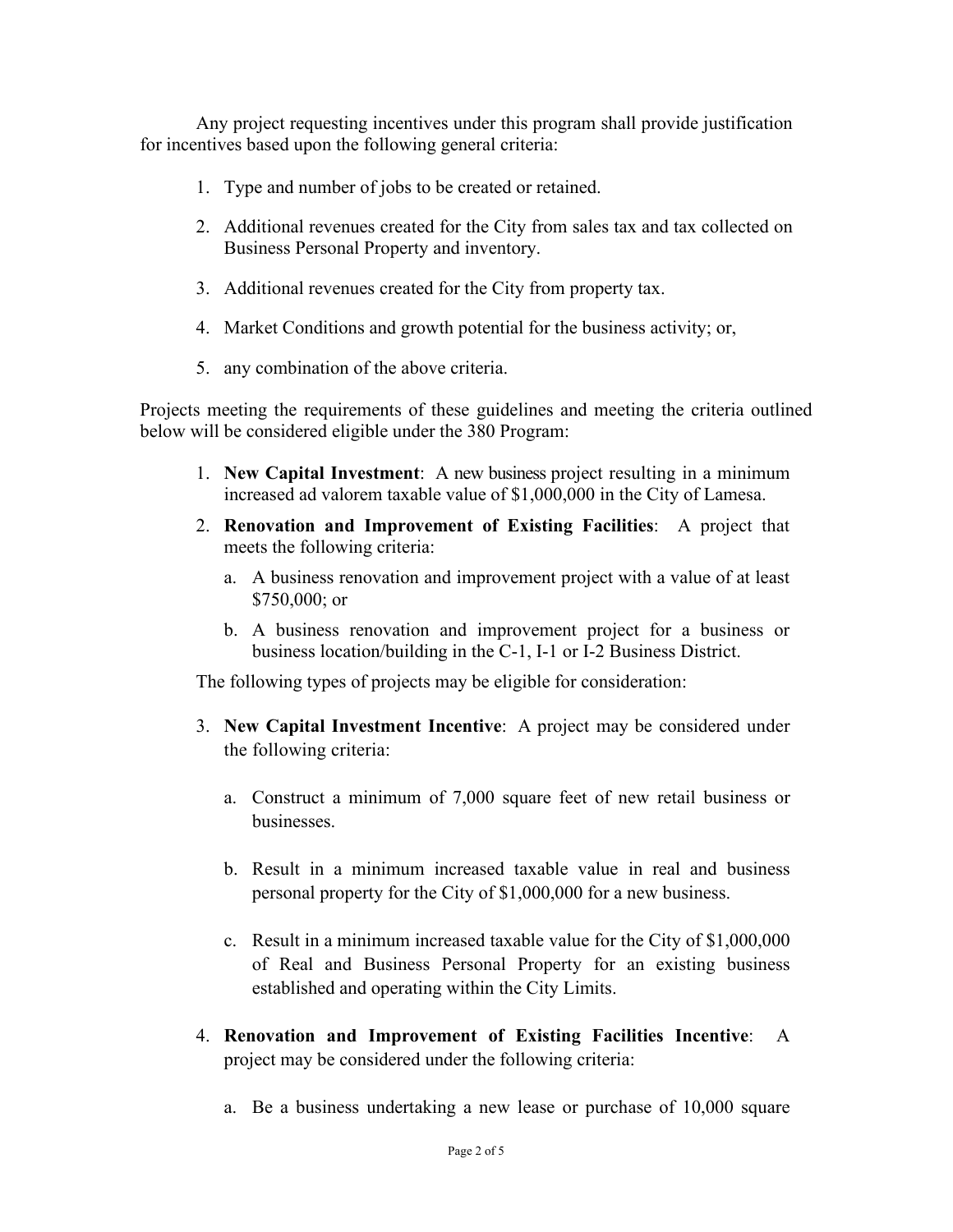Any project requesting incentives under this program shall provide justification for incentives based upon the following general criteria:

1. Type and number of jobs to be created or retained.
2. Additional revenues created for the City from sales tax and tax collected on Business Personal Property and inventory.
3. Additional revenues created for the City from property tax.
4. Market Conditions and growth potential for the business activity; or,
5. any combination of the above criteria.

Projects meeting the requirements of these guidelines and meeting the criteria outlined below will be considered eligible under the 380 Program:

1. **New Capital Investment**: A new business project resulting in a minimum increased ad valorem taxable value of $1,000,000 in the City of Lamesa.
2. **Renovation and Improvement of Existing Facilities**: A project that meets the following criteria:
   a. A business renovation and improvement project with a value of at least $750,000; or
   b. A business renovation and improvement project for a business or business location/building in the C-1, I-1 or I-2 Business District.

The following types of projects may be eligible for consideration:

3. **New Capital Investment Incentive**: A project may be considered under the following criteria:
   a. Construct a minimum of 7,000 square feet of new retail business or businesses.
   b. Result in a minimum increased taxable value in real and business personal property for the City of $1,000,000 for a new business.
   c. Result in a minimum increased taxable value for the City of $1,000,000 of Real and Business Personal Property for an existing business established and operating within the City Limits.
4. **Renovation and Improvement of Existing Facilities Incentive**: A project may be considered under the following criteria:
   a. Be a business undertaking a new lease or purchase of 10,000 square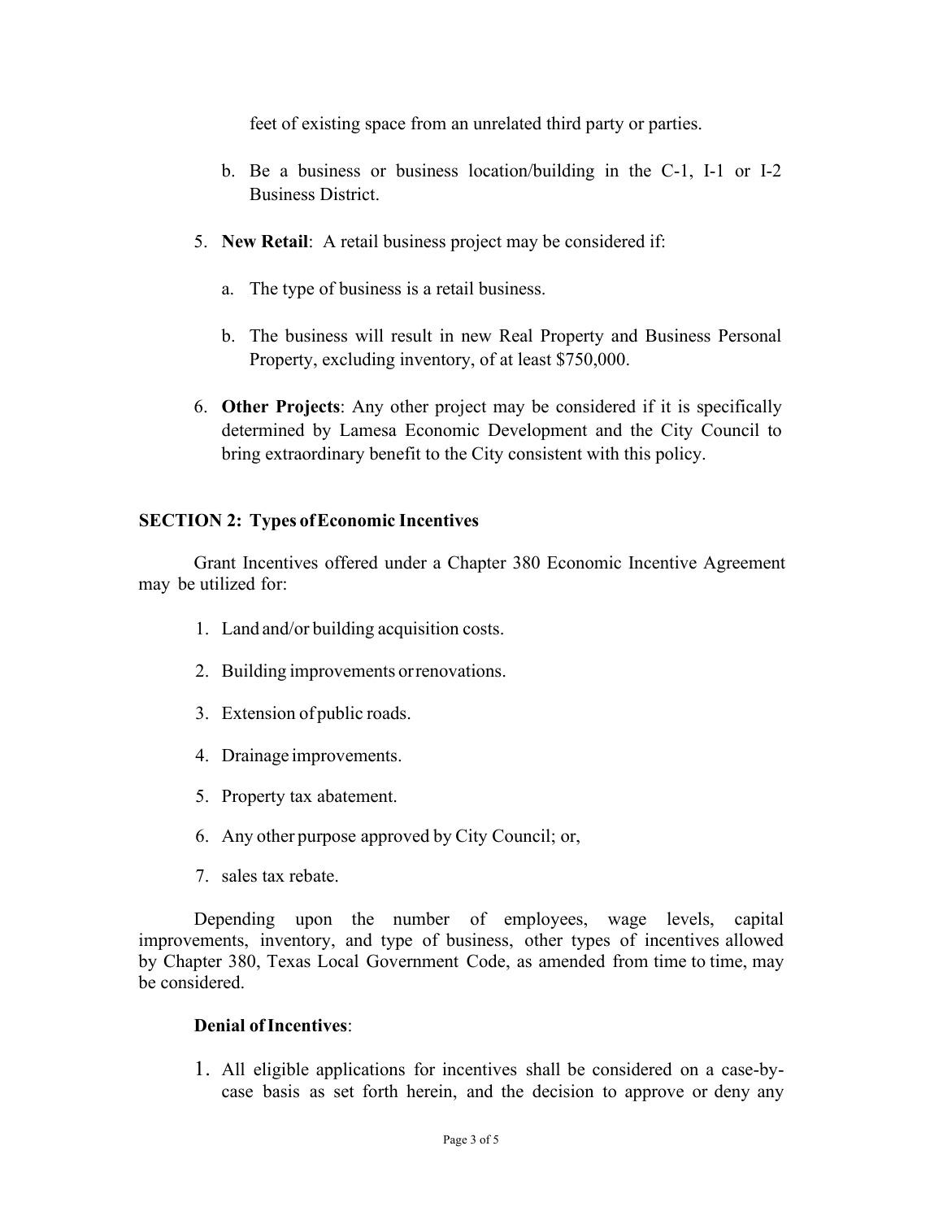feet of existing space from an unrelated third party or parties.

   b. Be a business or business location/building in the C-1, I-1 or I-2 Business District.

5. **New Retail**: A retail business project may be considered if:

   a. The type of business is a retail business.

   b. The business will result in new Real Property and Business Personal Property, excluding inventory, of at least $750,000.

6. **Other Projects**: Any other project may be considered if it is specifically determined by Lamesa Economic Development and the City Council to bring extraordinary benefit to the City consistent with this policy.

**SECTION 2: Types of Economic Incentives**

Grant Incentives offered under a Chapter 380 Economic Incentive Agreement may be utilized for:

1. Land and/or building acquisition costs.
2. Building improvements or renovations.
3. Extension of public roads.
4. Drainage improvements.
5. Property tax abatement.
6. Any other purpose approved by City Council; or,
7. sales tax rebate.

Depending upon the number of employees, wage levels, capital improvements, inventory, and type of business, other types of incentives allowed by Chapter 380, Texas Local Government Code, as amended from time to time, may be considered.

**Denial of Incentives**:

1. All eligible applications for incentives shall be considered on a case-by-case basis as set forth herein, and the decision to approve or deny any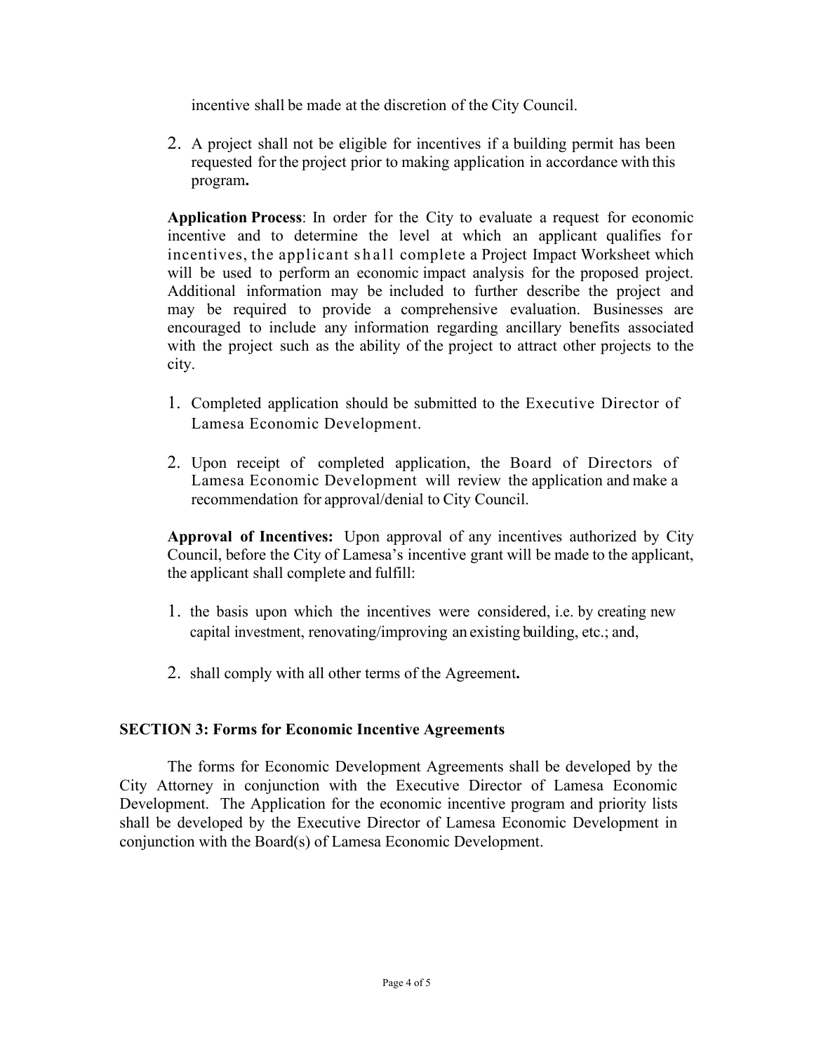incentive shall be made at the discretion of the City Council.

2. A project shall not be eligible for incentives if a building permit has been requested for the project prior to making application in accordance with this program**.**

**Application Process**: In order for the City to evaluate a request for economic incentive and to determine the level at which an applicant qualifies for incentives, the applicant shall complete a Project Impact Worksheet which will be used to perform an economic impact analysis for the proposed project. Additional information may be included to further describe the project and may be required to provide a comprehensive evaluation. Businesses are encouraged to include any information regarding ancillary benefits associated with the project such as the ability of the project to attract other projects to the city.

1. Completed application should be submitted to the Executive Director of Lamesa Economic Development.
2. Upon receipt of completed application, the Board of Directors of Lamesa Economic Development will review the application and make a recommendation for approval/denial to City Council.

**Approval of Incentives:** Upon approval of any incentives authorized by City Council, before the City of Lamesa's incentive grant will be made to the applicant, the applicant shall complete and fulfill:

1. the basis upon which the incentives were considered, i.e. by creating new capital investment, renovating/improving an existing building, etc.; and,
2. shall comply with all other terms of the Agreement**.**

**SECTION 3: Forms for Economic Incentive Agreements**

The forms for Economic Development Agreements shall be developed by the City Attorney in conjunction with the Executive Director of Lamesa Economic Development. The Application for the economic incentive program and priority lists shall be developed by the Executive Director of Lamesa Economic Development in conjunction with the Board(s) of Lamesa Economic Development.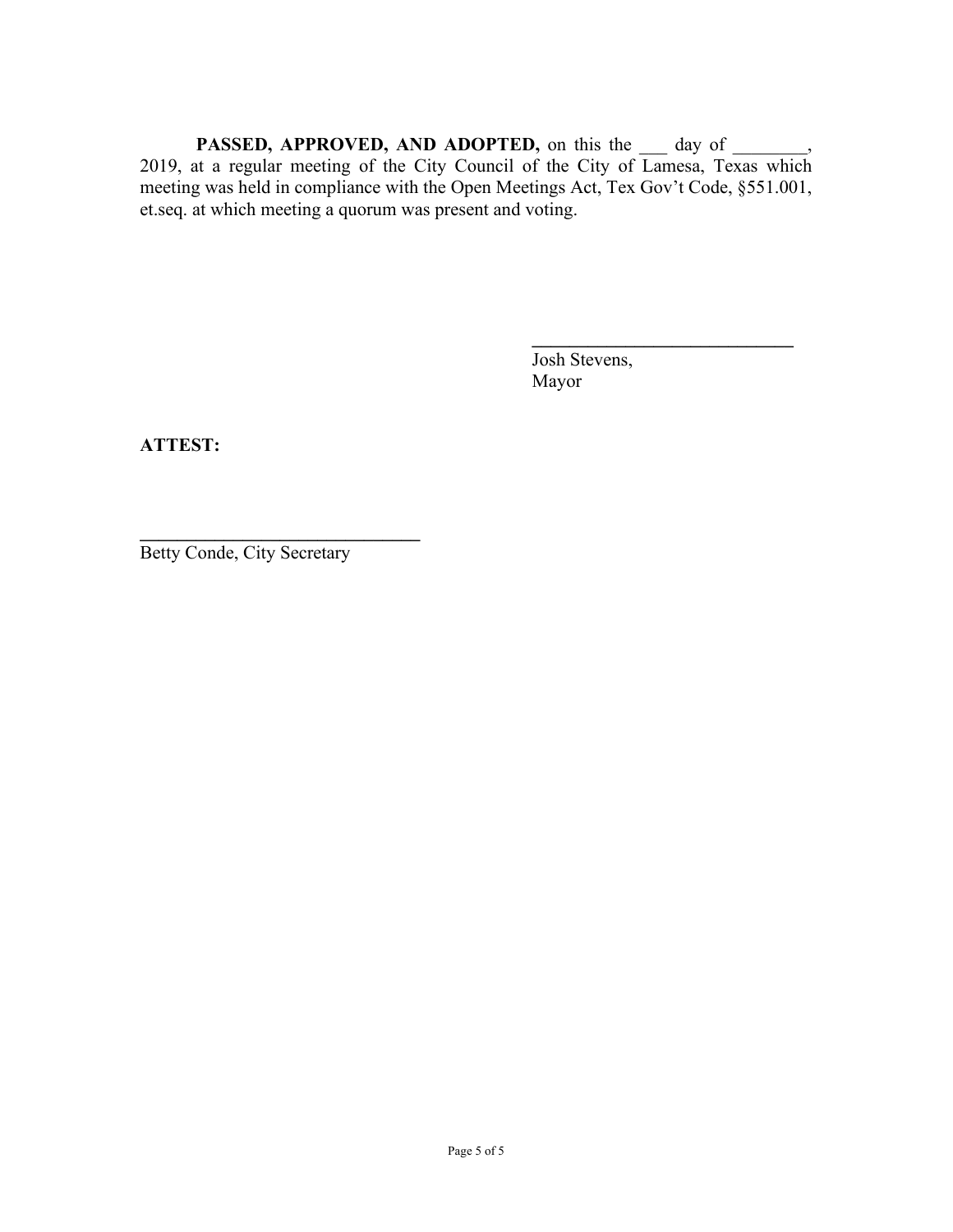**PASSED, APPROVED, AND ADOPTED,** on this the ___ day of ________, 2019, at a regular meeting of the City Council of the City of Lamesa, Texas which meeting was held in compliance with the Open Meetings Act, Tex Gov't Code, §551.001, et.seq. at which meeting a quorum was present and voting.

____________________________
Josh Stevens,
Mayor

**ATTEST:**

______________________________
Betty Conde, City Secretary